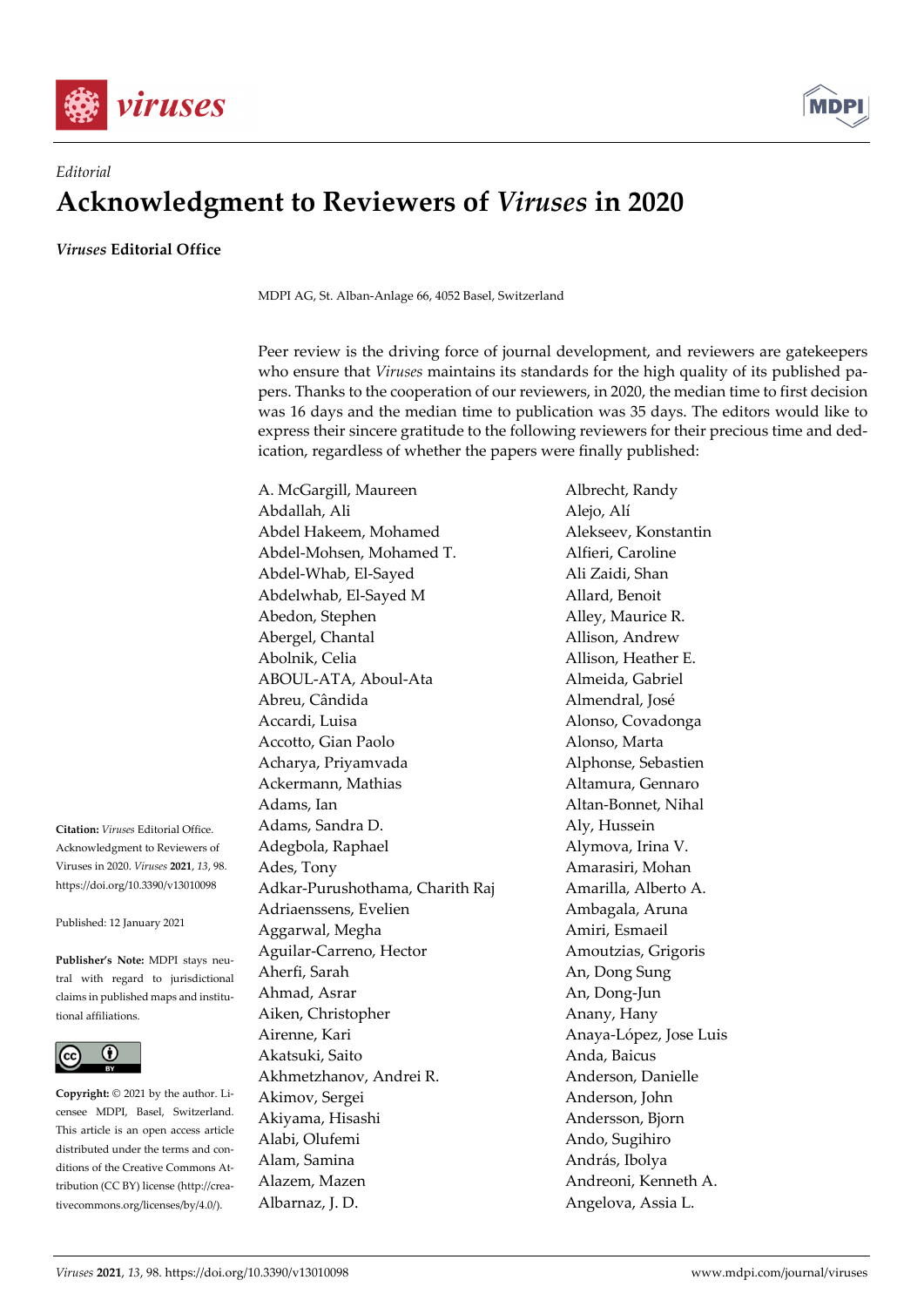*Editorial*

# Acknowledgment to Reviewers of *Viruses* in 2020

***Viruses* Editorial Office**

MDPI AG, St. Alban-Anlage 66, 4052 Basel, Switzerland

**Citation:** *Viruses* Editorial Office. Acknowledgment to Reviewers of Viruses in 2020. *Viruses* **2021**, *13*, 98. https://doi.org/10.3390/v13010098

Published: 12 January 2021

**Publisher's Note:** MDPI stays neutral with regard to jurisdictional claims in published maps and institutional affiliations.

**Copyright:** © 2021 by the author. Licensee MDPI, Basel, Switzerland. This article is an open access article distributed under the terms and conditions of the Creative Commons Attribution (CC BY) license (http://creativecommons.org/licenses/by/4.0/).

Peer review is the driving force of journal development, and reviewers are gatekeepers who ensure that *Viruses* maintains its standards for the high quality of its published papers. Thanks to the cooperation of our reviewers, in 2020, the median time to first decision was 16 days and the median time to publication was 35 days. The editors would like to express their sincere gratitude to the following reviewers for their precious time and dedication, regardless of whether the papers were finally published:

A. McGargill, Maureen
Abdallah, Ali
Abdel Hakeem, Mohamed
Abdel-Mohsen, Mohamed T.
Abdel-Whab, El-Sayed
Abdelwhab, El-Sayed M
Abedon, Stephen
Abergel, Chantal
Abolnik, Celia
ABOUL-ATA, Aboul-Ata
Abreu, Cândida
Accardi, Luisa
Accotto, Gian Paolo
Acharya, Priyamvada
Ackermann, Mathias
Adams, Ian
Adams, Sandra D.
Adegbola, Raphael
Ades, Tony
Adkar-Purushothama, Charith Raj
Adriaenssens, Evelien
Aggarwal, Megha
Aguilar-Carreno, Hector
Aherfi, Sarah
Ahmad, Asrar
Aiken, Christopher
Airenne, Kari
Akatsuki, Saito
Akhmetzhanov, Andrei R.
Akimov, Sergei
Akiyama, Hisashi
Alabi, Olufemi
Alam, Samina
Alazem, Mazen
Albarnaz, J. D.
Albrecht, Randy
Alejo, Alí
Alekseev, Konstantin
Alfieri, Caroline
Ali Zaidi, Shan
Allard, Benoit
Alley, Maurice R.
Allison, Andrew
Allison, Heather E.
Almeida, Gabriel
Almendral, José
Alonso, Covadonga
Alonso, Marta
Alphonse, Sebastien
Altamura, Gennaro
Altan-Bonnet, Nihal
Aly, Hussein
Alymova, Irina V.
Amarasiri, Mohan
Amarilla, Alberto A.
Ambagala, Aruna
Amiri, Esmaeil
Amoutzias, Grigoris
An, Dong Sung
An, Dong-Jun
Anany, Hany
Anaya-López, Jose Luis
Anda, Baicus
Anderson, Danielle
Anderson, John
Andersson, Bjorn
Ando, Sugihiro
András, Ibolya
Andreoni, Kenneth A.
Angelova, Assia L.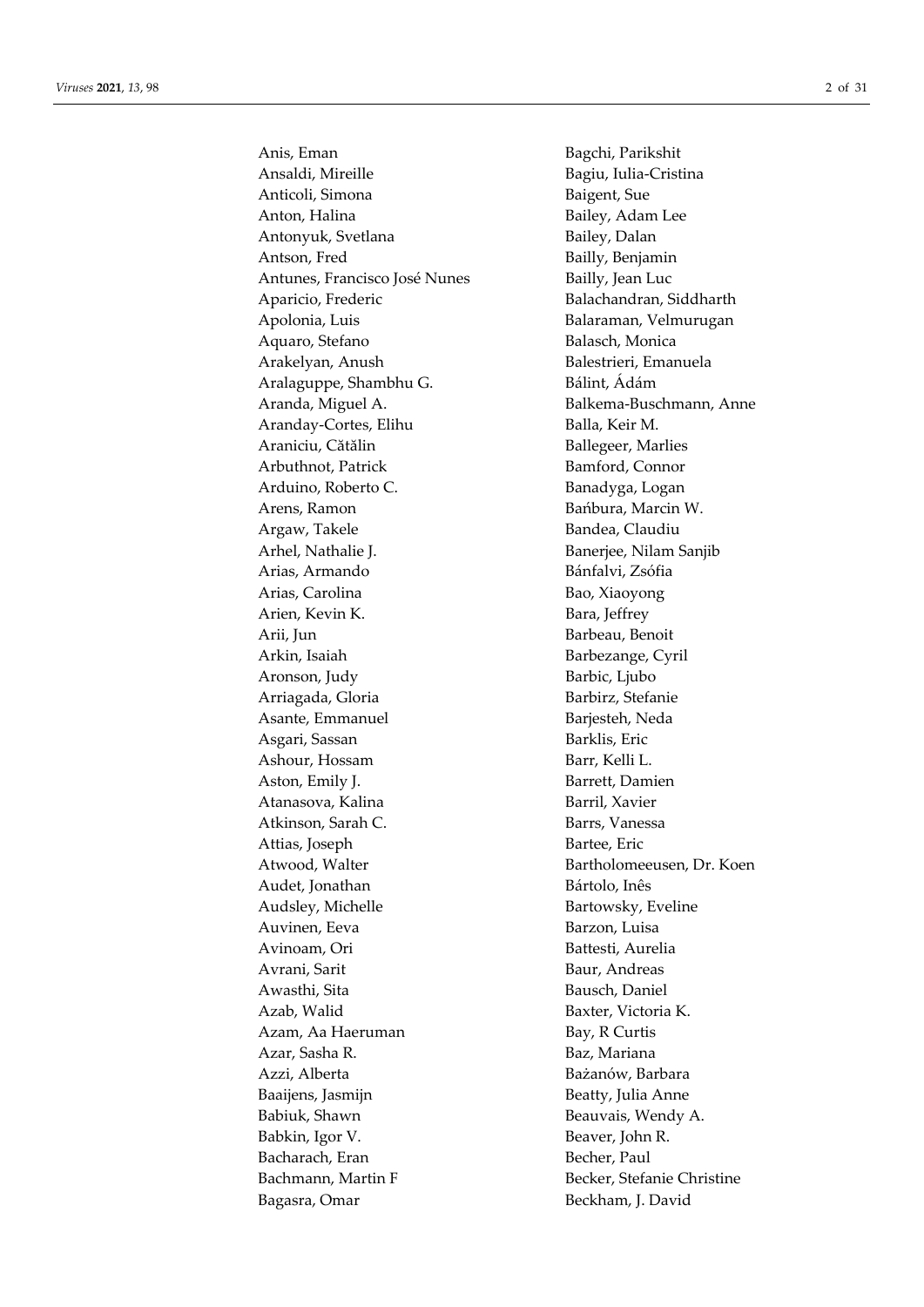Anis, Eman
Ansaldi, Mireille
Anticoli, Simona
Anton, Halina
Antonyuk, Svetlana
Antson, Fred
Antunes, Francisco José Nunes
Aparicio, Frederic
Apolonia, Luis
Aquaro, Stefano
Arakelyan, Anush
Aralaguppe, Shambhu G.
Aranda, Miguel A.
Aranday-Cortes, Elihu
Araniciu, Cătălin
Arbuthnot, Patrick
Arduino, Roberto C.
Arens, Ramon
Argaw, Takele
Arhel, Nathalie J.
Arias, Armando
Arias, Carolina
Arien, Kevin K.
Arii, Jun
Arkin, Isaiah
Aronson, Judy
Arriagada, Gloria
Asante, Emmanuel
Asgari, Sassan
Ashour, Hossam
Aston, Emily J.
Atanasova, Kalina
Atkinson, Sarah C.
Attias, Joseph
Atwood, Walter
Audet, Jonathan
Audsley, Michelle
Auvinen, Eeva
Avinoam, Ori
Avrani, Sarit
Awasthi, Sita
Azab, Walid
Azam, Aa Haeruman
Azar, Sasha R.
Azzi, Alberta
Baaijens, Jasmijn
Babiuk, Shawn
Babkin, Igor V.
Bacharach, Eran
Bachmann, Martin F
Bagasra, Omar
Bagchi, Parikshit
Bagiu, Iulia-Cristina
Baigent, Sue
Bailey, Adam Lee
Bailey, Dalan
Bailly, Benjamin
Bailly, Jean Luc
Balachandran, Siddharth
Balaraman, Velmurugan
Balasch, Monica
Balestrieri, Emanuela
Bálint, Ádám
Balkema-Buschmann, Anne
Balla, Keir M.
Ballegeer, Marlies
Bamford, Connor
Banadyga, Logan
Bańbura, Marcin W.
Bandea, Claudiu
Banerjee, Nilam Sanjib
Bánfalvi, Zsófia
Bao, Xiaoyong
Bara, Jeffrey
Barbeau, Benoit
Barbezange, Cyril
Barbic, Ljubo
Barbirz, Stefanie
Barjesteh, Neda
Barklis, Eric
Barr, Kelli L.
Barrett, Damien
Barril, Xavier
Barrs, Vanessa
Bartee, Eric
Bartholomeeusen, Dr. Koen
Bártolo, Inês
Bartowsky, Eveline
Barzon, Luisa
Battesti, Aurelia
Baur, Andreas
Bausch, Daniel
Baxter, Victoria K.
Bay, R Curtis
Baz, Mariana
Bażanów, Barbara
Beatty, Julia Anne
Beauvais, Wendy A.
Beaver, John R.
Becher, Paul
Becker, Stefanie Christine
Beckham, J. David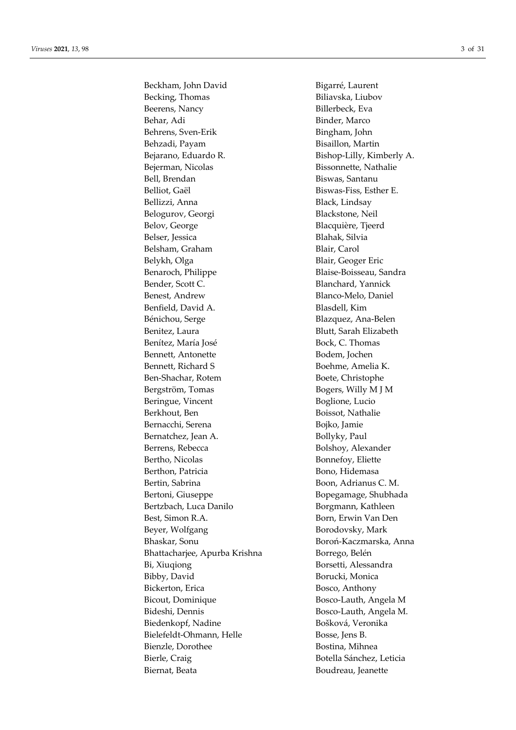Beckham, John David
Becking, Thomas
Beerens, Nancy
Behar, Adi
Behrens, Sven-Erik
Behzadi, Payam
Bejarano, Eduardo R.
Bejerman, Nicolas
Bell, Brendan
Belliot, Gaël
Bellizzi, Anna
Belogurov, Georgi
Belov, George
Belser, Jessica
Belsham, Graham
Belykh, Olga
Benaroch, Philippe
Bender, Scott C.
Benest, Andrew
Benfield, David A.
Bénichou, Serge
Benitez, Laura
Benítez, María José
Bennett, Antonette
Bennett, Richard S
Ben-Shachar, Rotem
Bergström, Tomas
Beringue, Vincent
Berkhout, Ben
Bernacchi, Serena
Bernatchez, Jean A.
Berrens, Rebecca
Bertho, Nicolas
Berthon, Patricia
Bertin, Sabrina
Bertoni, Giuseppe
Bertzbach, Luca Danilo
Best, Simon R.A.
Beyer, Wolfgang
Bhaskar, Sonu
Bhattacharjee, Apurba Krishna
Bi, Xiuqiong
Bibby, David
Bickerton, Erica
Bicout, Dominique
Bideshi, Dennis
Biedenkopf, Nadine
Bielefeldt-Ohmann, Helle
Bienzle, Dorothee
Bierle, Craig
Biernat, Beata
Bigarré, Laurent
Biliavska, Liubov
Billerbeck, Eva
Binder, Marco
Bingham, John
Bisaillon, Martin
Bishop-Lilly, Kimberly A.
Bissonnette, Nathalie
Biswas, Santanu
Biswas-Fiss, Esther E.
Black, Lindsay
Blackstone, Neil
Blacquière, Tjeerd
Blahak, Silvia
Blair, Carol
Blair, Geoger Eric
Blaise-Boisseau, Sandra
Blanchard, Yannick
Blanco-Melo, Daniel
Blasdell, Kim
Blazquez, Ana-Belen
Blutt, Sarah Elizabeth
Bock, C. Thomas
Bodem, Jochen
Boehme, Amelia K.
Boete, Christophe
Bogers, Willy M J M
Boglione, Lucio
Boissot, Nathalie
Bojko, Jamie
Bollyky, Paul
Bolshoy, Alexander
Bonnefoy, Eliette
Bono, Hidemasa
Boon, Adrianus C. M.
Bopegamage, Shubhada
Borgmann, Kathleen
Born, Erwin Van Den
Borodovsky, Mark
Boroń-Kaczmarska, Anna
Borrego, Belén
Borsetti, Alessandra
Borucki, Monica
Bosco, Anthony
Bosco-Lauth, Angela M
Bosco-Lauth, Angela M.
Bošková, Veronika
Bosse, Jens B.
Bostina, Mihnea
Botella Sánchez, Leticia
Boudreau, Jeanette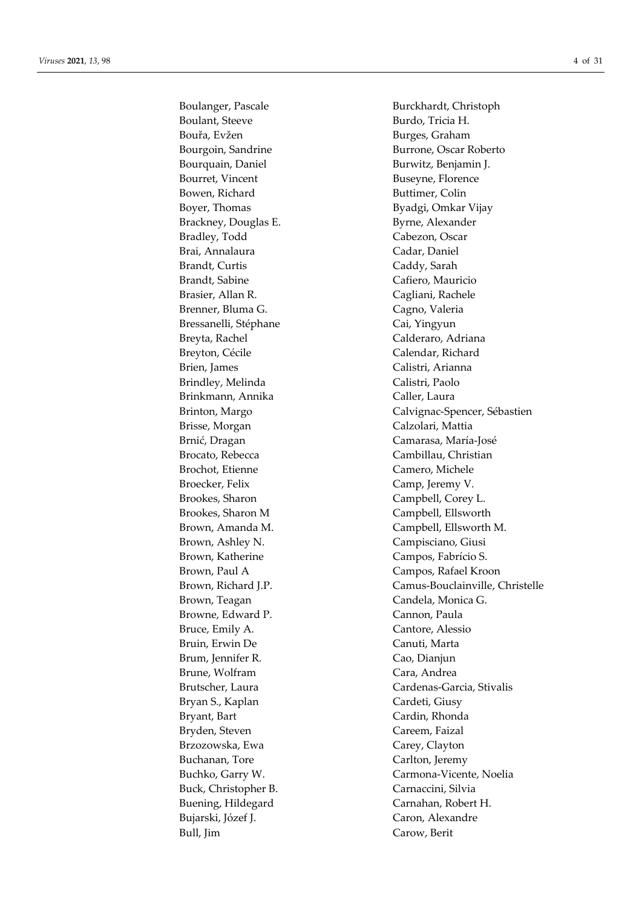Boulanger, Pascale
Boulant, Steeve
Bouřa, Evžen
Bourgoin, Sandrine
Bourquain, Daniel
Bourret, Vincent
Bowen, Richard
Boyer, Thomas
Brackney, Douglas E.
Bradley, Todd
Brai, Annalaura
Brandt, Curtis
Brandt, Sabine
Brasier, Allan R.
Brenner, Bluma G.
Bressanelli, Stéphane
Breyta, Rachel
Breyton, Cécile
Brien, James
Brindley, Melinda
Brinkmann, Annika
Brinton, Margo
Brisse, Morgan
Brnić, Dragan
Brocato, Rebecca
Brochot, Etienne
Broecker, Felix
Brookes, Sharon
Brookes, Sharon M
Brown, Amanda M.
Brown, Ashley N.
Brown, Katherine
Brown, Paul A
Brown, Richard J.P.
Brown, Teagan
Browne, Edward P.
Bruce, Emily A.
Bruin, Erwin De
Brum, Jennifer R.
Brune, Wolfram
Brutscher, Laura
Bryan S., Kaplan
Bryant, Bart
Bryden, Steven
Brzozowska, Ewa
Buchanan, Tore
Buchko, Garry W.
Buck, Christopher B.
Buening, Hildegard
Bujarski, Józef J.
Bull, Jim
Burckhardt, Christoph
Burdo, Tricia H.
Burges, Graham
Burrone, Oscar Roberto
Burwitz, Benjamin J.
Buseyne, Florence
Buttimer, Colin
Byadgi, Omkar Vijay
Byrne, Alexander
Cabezon, Oscar
Cadar, Daniel
Caddy, Sarah
Cafiero, Mauricio
Cagliani, Rachele
Cagno, Valeria
Cai, Yingyun
Calderaro, Adriana
Calendar, Richard
Calistri, Arianna
Calistri, Paolo
Caller, Laura
Calvignac-Spencer, Sébastien
Calzolari, Mattia
Camarasa, María-José
Cambillau, Christian
Camero, Michele
Camp, Jeremy V.
Campbell, Corey L.
Campbell, Ellsworth
Campbell, Ellsworth M.
Campisciano, Giusi
Campos, Fabrício S.
Campos, Rafael Kroon
Camus-Bouclainville, Christelle
Candela, Monica G.
Cannon, Paula
Cantore, Alessio
Canuti, Marta
Cao, Dianjun
Cara, Andrea
Cardenas-Garcia, Stivalis
Cardeti, Giusy
Cardin, Rhonda
Careem, Faizal
Carey, Clayton
Carlton, Jeremy
Carmona-Vicente, Noelia
Carnaccini, Silvia
Carnahan, Robert H.
Caron, Alexandre
Carow, Berit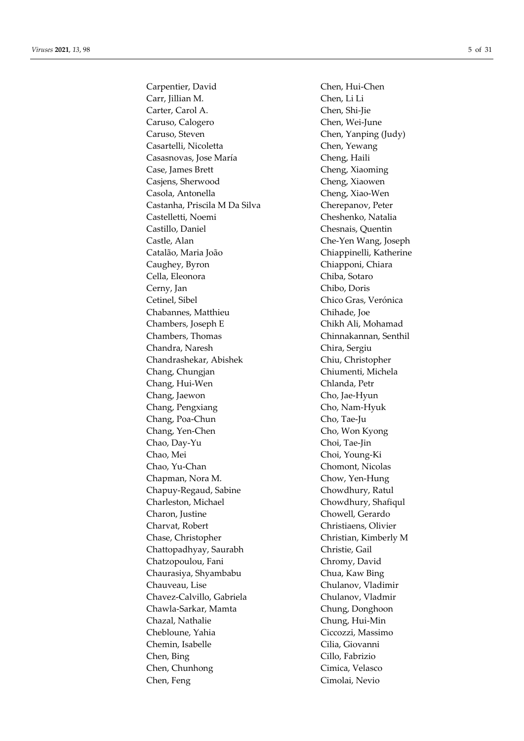Carpentier, David
Carr, Jillian M.
Carter, Carol A.
Caruso, Calogero
Caruso, Steven
Casartelli, Nicoletta
Casasnovas, Jose María
Case, James Brett
Casjens, Sherwood
Casola, Antonella
Castanha, Priscila M Da Silva
Castelletti, Noemi
Castillo, Daniel
Castle, Alan
Catalão, Maria João
Caughey, Byron
Cella, Eleonora
Cerny, Jan
Cetinel, Sibel
Chabannes, Matthieu
Chambers, Joseph E
Chambers, Thomas
Chandra, Naresh
Chandrashekar, Abishek
Chang, Chungjan
Chang, Hui-Wen
Chang, Jaewon
Chang, Pengxiang
Chang, Poa-Chun
Chang, Yen-Chen
Chao, Day-Yu
Chao, Mei
Chao, Yu-Chan
Chapman, Nora M.
Chapuy-Regaud, Sabine
Charleston, Michael
Charon, Justine
Charvat, Robert
Chase, Christopher
Chattopadhyay, Saurabh
Chatzopoulou, Fani
Chaurasiya, Shyambabu
Chauveau, Lise
Chavez-Calvillo, Gabriela
Chawla-Sarkar, Mamta
Chazal, Nathalie
Chebloune, Yahia
Chemin, Isabelle
Chen, Bing
Chen, Chunhong
Chen, Feng
Chen, Hui-Chen
Chen, Li Li
Chen, Shi-Jie
Chen, Wei-June
Chen, Yanping (Judy)
Chen, Yewang
Cheng, Haili
Cheng, Xiaoming
Cheng, Xiaowen
Cheng, Xiao-Wen
Cherepanov, Peter
Cheshenko, Natalia
Chesnais, Quentin
Che-Yen Wang, Joseph
Chiappinelli, Katherine
Chiapponi, Chiara
Chiba, Sotaro
Chibo, Doris
Chico Gras, Verónica
Chihade, Joe
Chikh Ali, Mohamad
Chinnakannan, Senthil
Chira, Sergiu
Chiu, Christopher
Chiumenti, Michela
Chlanda, Petr
Cho, Jae-Hyun
Cho, Nam-Hyuk
Cho, Tae-Ju
Cho, Won Kyong
Choi, Tae-Jin
Choi, Young-Ki
Chomont, Nicolas
Chow, Yen-Hung
Chowdhury, Ratul
Chowdhury, Shafiqul
Chowell, Gerardo
Christiaens, Olivier
Christian, Kimberly M
Christie, Gail
Chromy, David
Chua, Kaw Bing
Chulanov, Vladimir
Chulanov, Vladmir
Chung, Donghoon
Chung, Hui-Min
Ciccozzi, Massimo
Cilia, Giovanni
Cillo, Fabrizio
Cimica, Velasco
Cimolai, Nevio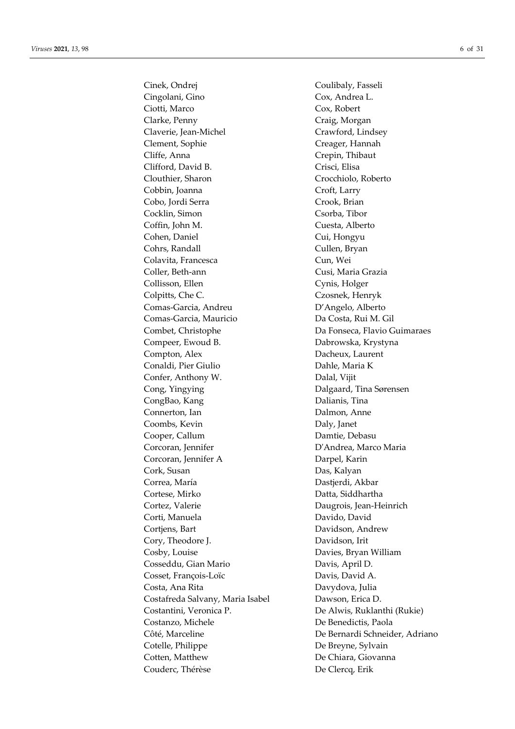Cinek, Ondrej
Cingolani, Gino
Ciotti, Marco
Clarke, Penny
Claverie, Jean-Michel
Clement, Sophie
Cliffe, Anna
Clifford, David B.
Clouthier, Sharon
Cobbin, Joanna
Cobo, Jordi Serra
Cocklin, Simon
Coffin, John M.
Cohen, Daniel
Cohrs, Randall
Colavita, Francesca
Coller, Beth-ann
Collisson, Ellen
Colpitts, Che C.
Comas-Garcia, Andreu
Comas-Garcia, Mauricio
Combet, Christophe
Compeer, Ewoud B.
Compton, Alex
Conaldi, Pier Giulio
Confer, Anthony W.
Cong, Yingying
CongBao, Kang
Connerton, Ian
Coombs, Kevin
Cooper, Callum
Corcoran, Jennifer
Corcoran, Jennifer A
Cork, Susan
Correa, María
Cortese, Mirko
Cortez, Valerie
Corti, Manuela
Cortjens, Bart
Cory, Theodore J.
Cosby, Louise
Cosseddu, Gian Mario
Cosset, François-Loïc
Costa, Ana Rita
Costafreda Salvany, Maria Isabel
Costantini, Veronica P.
Costanzo, Michele
Côté, Marceline
Cotelle, Philippe
Cotten, Matthew
Couderc, Thérèse
Coulibaly, Fasseli
Cox, Andrea L.
Cox, Robert
Craig, Morgan
Crawford, Lindsey
Creager, Hannah
Crepin, Thibaut
Crisci, Elisa
Crocchiolo, Roberto
Croft, Larry
Crook, Brian
Csorba, Tibor
Cuesta, Alberto
Cui, Hongyu
Cullen, Bryan
Cun, Wei
Cusi, Maria Grazia
Cynis, Holger
Czosnek, Henryk
D'Angelo, Alberto
Da Costa, Rui M. Gil
Da Fonseca, Flavio Guimaraes
Dabrowska, Krystyna
Dacheux, Laurent
Dahle, Maria K
Dalal, Vijit
Dalgaard, Tina Sørensen
Dalianis, Tina
Dalmon, Anne
Daly, Janet
Damtie, Debasu
D'Andrea, Marco Maria
Darpel, Karin
Das, Kalyan
Dastjerdi, Akbar
Datta, Siddhartha
Daugrois, Jean-Heinrich
Davido, David
Davidson, Andrew
Davidson, Irit
Davies, Bryan William
Davis, April D.
Davis, David A.
Davydova, Julia
Dawson, Erica D.
De Alwis, Ruklanthi (Rukie)
De Benedictis, Paola
De Bernardi Schneider, Adriano
De Breyne, Sylvain
De Chiara, Giovanna
De Clercq, Erik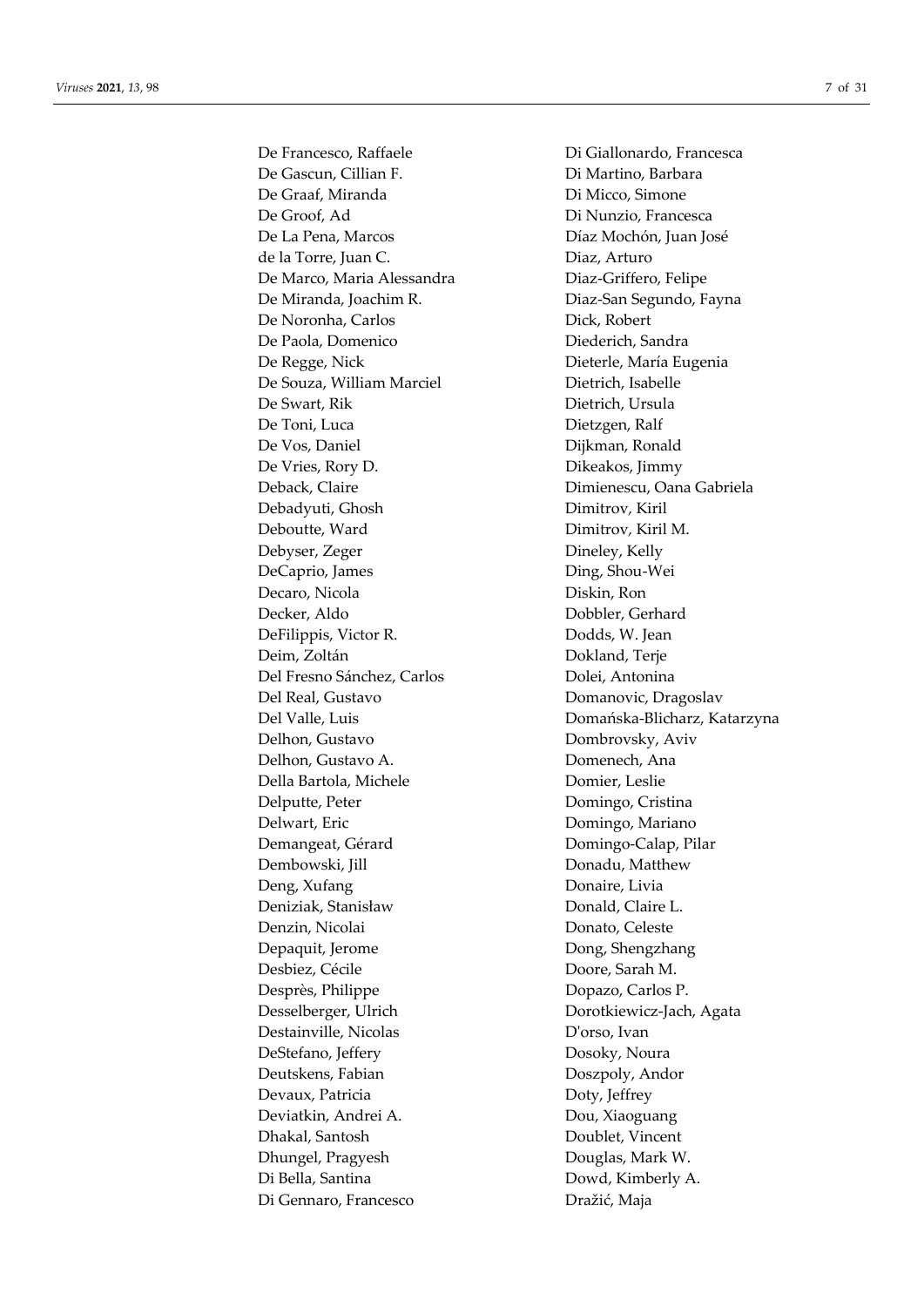De Francesco, Raffaele
De Gascun, Cillian F.
De Graaf, Miranda
De Groof, Ad
De La Pena, Marcos
de la Torre, Juan C.
De Marco, Maria Alessandra
De Miranda, Joachim R.
De Noronha, Carlos
De Paola, Domenico
De Regge, Nick
De Souza, William Marciel
De Swart, Rik
De Toni, Luca
De Vos, Daniel
De Vries, Rory D.
Deback, Claire
Debadyuti, Ghosh
Deboutte, Ward
Debyser, Zeger
DeCaprio, James
Decaro, Nicola
Decker, Aldo
DeFilippis, Victor R.
Deim, Zoltán
Del Fresno Sánchez, Carlos
Del Real, Gustavo
Del Valle, Luis
Delhon, Gustavo
Delhon, Gustavo A.
Della Bartola, Michele
Delputte, Peter
Delwart, Eric
Demangeat, Gérard
Dembowski, Jill
Deng, Xufang
Deniziak, Stanisław
Denzin, Nicolai
Depaquit, Jerome
Desbiez, Cécile
Desprès, Philippe
Desselberger, Ulrich
Destainville, Nicolas
DeStefano, Jeffery
Deutskens, Fabian
Devaux, Patricia
Deviatkin, Andrei A.
Dhakal, Santosh
Dhungel, Pragyesh
Di Bella, Santina
Di Gennaro, Francesco
Di Giallonardo, Francesca
Di Martino, Barbara
Di Micco, Simone
Di Nunzio, Francesca
Díaz Mochón, Juan José
Diaz, Arturo
Diaz-Griffero, Felipe
Diaz-San Segundo, Fayna
Dick, Robert
Diederich, Sandra
Dieterle, María Eugenia
Dietrich, Isabelle
Dietrich, Ursula
Dietzgen, Ralf
Dijkman, Ronald
Dikeakos, Jimmy
Dimienescu, Oana Gabriela
Dimitrov, Kiril
Dimitrov, Kiril M.
Dineley, Kelly
Ding, Shou-Wei
Diskin, Ron
Dobbler, Gerhard
Dodds, W. Jean
Dokland, Terje
Dolei, Antonina
Domanovic, Dragoslav
Domańska-Blicharz, Katarzyna
Dombrovsky, Aviv
Domenech, Ana
Domier, Leslie
Domingo, Cristina
Domingo, Mariano
Domingo-Calap, Pilar
Donadu, Matthew
Donaire, Livia
Donald, Claire L.
Donato, Celeste
Dong, Shengzhang
Doore, Sarah M.
Dopazo, Carlos P.
Dorotkiewicz-Jach, Agata
D'orso, Ivan
Dosoky, Noura
Doszpoly, Andor
Doty, Jeffrey
Dou, Xiaoguang
Doublet, Vincent
Douglas, Mark W.
Dowd, Kimberly A.
Dražić, Maja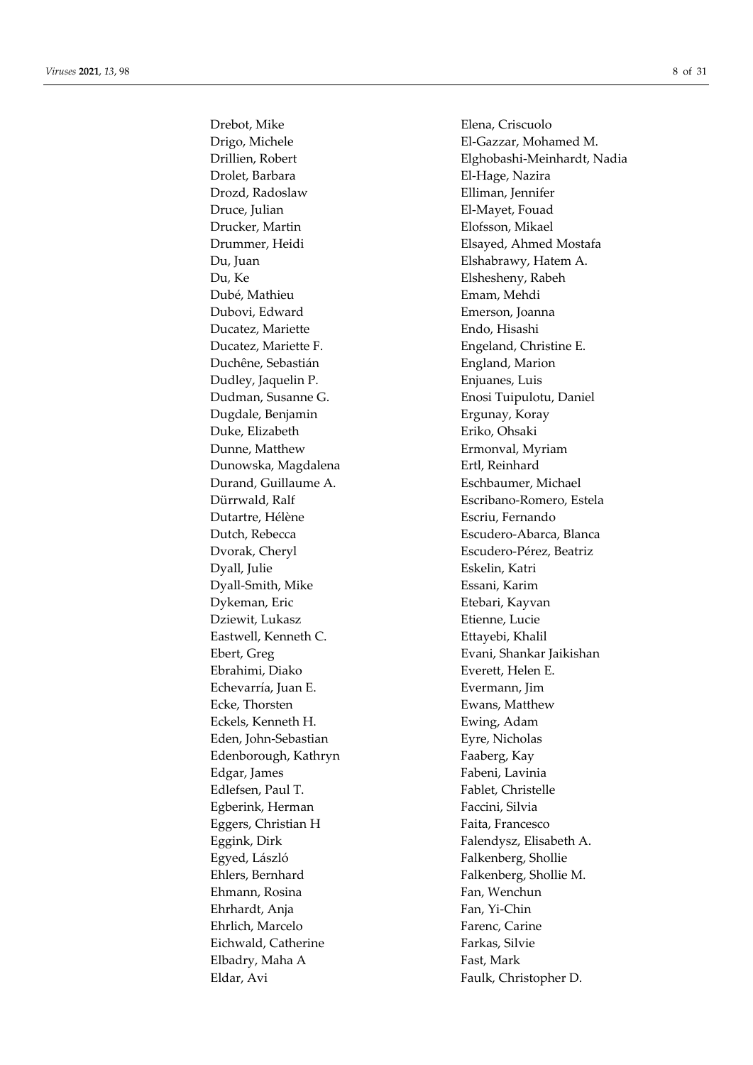Drebot, Mike
Drigo, Michele
Drillien, Robert
Drolet, Barbara
Drozd, Radoslaw
Druce, Julian
Drucker, Martin
Drummer, Heidi
Du, Juan
Du, Ke
Dubé, Mathieu
Dubovi, Edward
Ducatez, Mariette
Ducatez, Mariette F.
Duchêne, Sebastián
Dudley, Jaquelin P.
Dudman, Susanne G.
Dugdale, Benjamin
Duke, Elizabeth
Dunne, Matthew
Dunowska, Magdalena
Durand, Guillaume A.
Dürrwald, Ralf
Dutartre, Hélène
Dutch, Rebecca
Dvorak, Cheryl
Dyall, Julie
Dyall-Smith, Mike
Dykeman, Eric
Dziewit, Lukasz
Eastwell, Kenneth C.
Ebert, Greg
Ebrahimi, Diako
Echevarría, Juan E.
Ecke, Thorsten
Eckels, Kenneth H.
Eden, John-Sebastian
Edenborough, Kathryn
Edgar, James
Edlefsen, Paul T.
Egberink, Herman
Eggers, Christian H
Eggink, Dirk
Egyed, László
Ehlers, Bernhard
Ehmann, Rosina
Ehrhardt, Anja
Ehrlich, Marcelo
Eichwald, Catherine
Elbadry, Maha A
Eldar, Avi
Elena, Criscuolo
El-Gazzar, Mohamed M.
Elghobashi-Meinhardt, Nadia
El-Hage, Nazira
Elliman, Jennifer
El-Mayet, Fouad
Elofsson, Mikael
Elsayed, Ahmed Mostafa
Elshabrawy, Hatem A.
Elshesheny, Rabeh
Emam, Mehdi
Emerson, Joanna
Endo, Hisashi
Engeland, Christine E.
England, Marion
Enjuanes, Luis
Enosi Tuipulotu, Daniel
Ergunay, Koray
Eriko, Ohsaki
Ermonval, Myriam
Ertl, Reinhard
Eschbaumer, Michael
Escribano-Romero, Estela
Escriu, Fernando
Escudero-Abarca, Blanca
Escudero-Pérez, Beatriz
Eskelin, Katri
Essani, Karim
Etebari, Kayvan
Etienne, Lucie
Ettayebi, Khalil
Evani, Shankar Jaikishan
Everett, Helen E.
Evermann, Jim
Ewans, Matthew
Ewing, Adam
Eyre, Nicholas
Faaberg, Kay
Fabeni, Lavinia
Fablet, Christelle
Faccini, Silvia
Faita, Francesco
Falendysz, Elisabeth A.
Falkenberg, Shollie
Falkenberg, Shollie M.
Fan, Wenchun
Fan, Yi-Chin
Farenc, Carine
Farkas, Silvie
Fast, Mark
Faulk, Christopher D.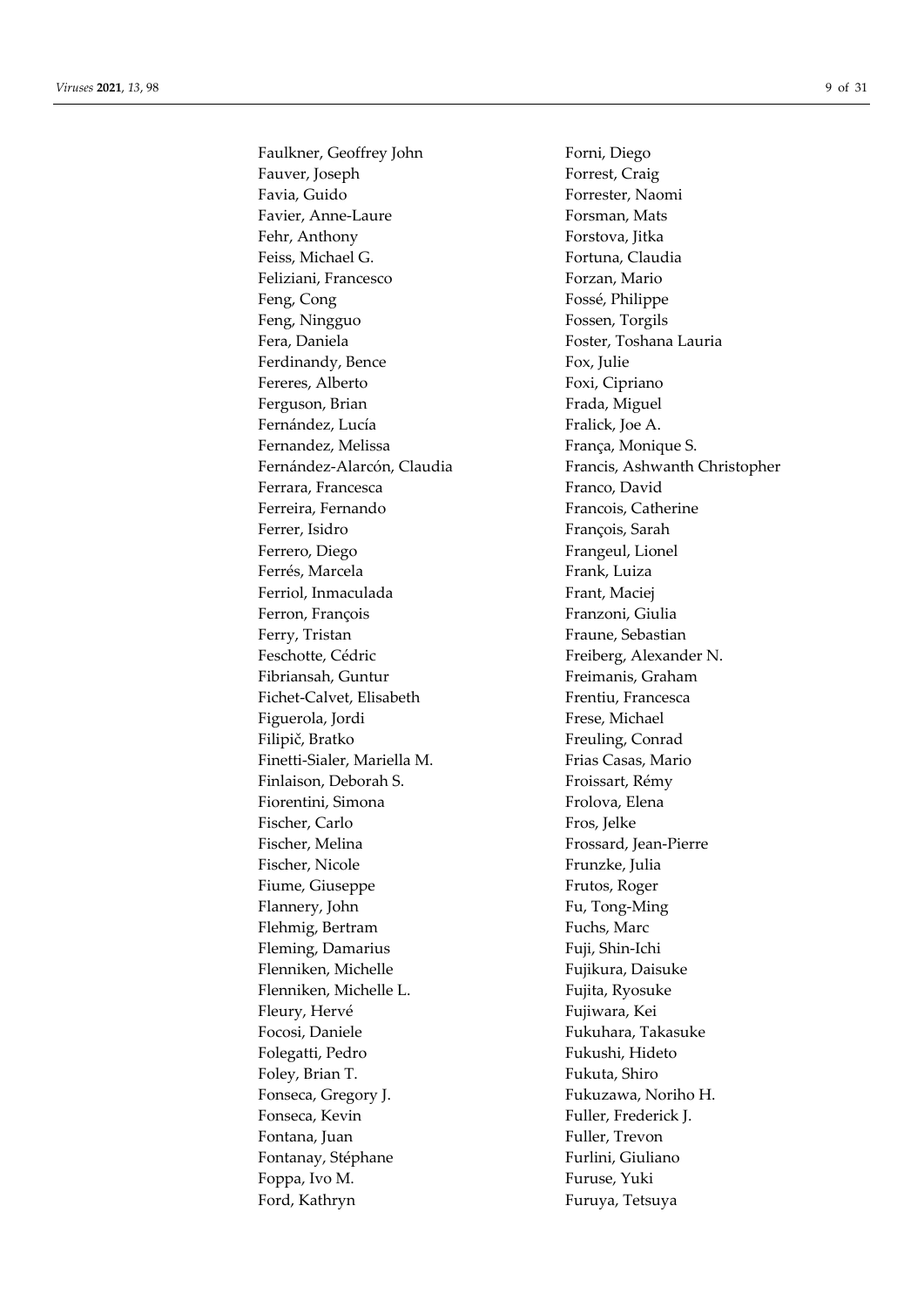Faulkner, Geoffrey John
Fauver, Joseph
Favia, Guido
Favier, Anne-Laure
Fehr, Anthony
Feiss, Michael G.
Feliziani, Francesco
Feng, Cong
Feng, Ningguo
Fera, Daniela
Ferdinandy, Bence
Fereres, Alberto
Ferguson, Brian
Fernández, Lucía
Fernandez, Melissa
Fernández-Alarcón, Claudia
Ferrara, Francesca
Ferreira, Fernando
Ferrer, Isidro
Ferrero, Diego
Ferrés, Marcela
Ferriol, Inmaculada
Ferron, François
Ferry, Tristan
Feschotte, Cédric
Fibriansah, Guntur
Fichet-Calvet, Elisabeth
Figuerola, Jordi
Filipič, Bratko
Finetti-Sialer, Mariella M.
Finlaison, Deborah S.
Fiorentini, Simona
Fischer, Carlo
Fischer, Melina
Fischer, Nicole
Fiume, Giuseppe
Flannery, John
Flehmig, Bertram
Fleming, Damarius
Flenniken, Michelle
Flenniken, Michelle L.
Fleury, Hervé
Focosi, Daniele
Folegatti, Pedro
Foley, Brian T.
Fonseca, Gregory J.
Fonseca, Kevin
Fontana, Juan
Fontanay, Stéphane
Foppa, Ivo M.
Ford, Kathryn
Forni, Diego
Forrest, Craig
Forrester, Naomi
Forsman, Mats
Forstova, Jitka
Fortuna, Claudia
Forzan, Mario
Fossé, Philippe
Fossen, Torgils
Foster, Toshana Lauria
Fox, Julie
Foxi, Cipriano
Frada, Miguel
Fralick, Joe A.
França, Monique S.
Francis, Ashwanth Christopher
Franco, David
Francois, Catherine
François, Sarah
Frangeul, Lionel
Frank, Luiza
Frant, Maciej
Franzoni, Giulia
Fraune, Sebastian
Freiberg, Alexander N.
Freimanis, Graham
Frentiu, Francesca
Frese, Michael
Freuling, Conrad
Frias Casas, Mario
Froissart, Rémy
Frolova, Elena
Fros, Jelke
Frossard, Jean-Pierre
Frunzke, Julia
Frutos, Roger
Fu, Tong-Ming
Fuchs, Marc
Fuji, Shin-Ichi
Fujikura, Daisuke
Fujita, Ryosuke
Fujiwara, Kei
Fukuhara, Takasuke
Fukushi, Hideto
Fukuta, Shiro
Fukuzawa, Noriho H.
Fuller, Frederick J.
Fuller, Trevon
Furlini, Giuliano
Furuse, Yuki
Furuya, Tetsuya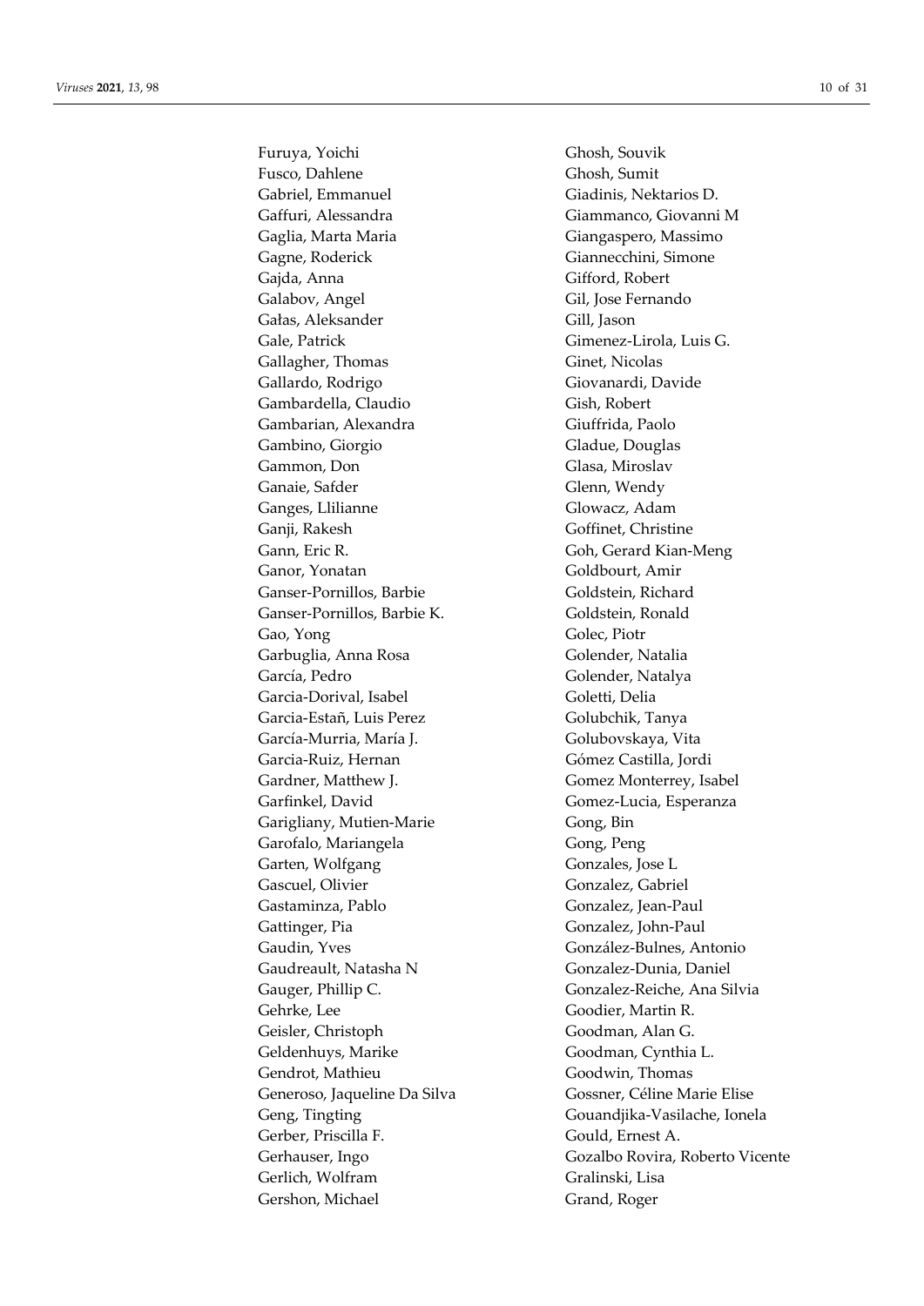Furuya, Yoichi
Fusco, Dahlene
Gabriel, Emmanuel
Gaffuri, Alessandra
Gaglia, Marta Maria
Gagne, Roderick
Gajda, Anna
Galabov, Angel
Gałas, Aleksander
Gale, Patrick
Gallagher, Thomas
Gallardo, Rodrigo
Gambardella, Claudio
Gambarian, Alexandra
Gambino, Giorgio
Gammon, Don
Ganaie, Safder
Ganges, Llilianne
Ganji, Rakesh
Gann, Eric R.
Ganor, Yonatan
Ganser-Pornillos, Barbie
Ganser-Pornillos, Barbie K.
Gao, Yong
Garbuglia, Anna Rosa
García, Pedro
Garcia-Dorival, Isabel
Garcia-Estañ, Luis Perez
García-Murria, María J.
Garcia-Ruiz, Hernan
Gardner, Matthew J.
Garfinkel, David
Garigliany, Mutien-Marie
Garofalo, Mariangela
Garten, Wolfgang
Gascuel, Olivier
Gastaminza, Pablo
Gattinger, Pia
Gaudin, Yves
Gaudreault, Natasha N
Gauger, Phillip C.
Gehrke, Lee
Geisler, Christoph
Geldenhuys, Marike
Gendrot, Mathieu
Generoso, Jaqueline Da Silva
Geng, Tingting
Gerber, Priscilla F.
Gerhauser, Ingo
Gerlich, Wolfram
Gershon, Michael
Ghosh, Souvik
Ghosh, Sumit
Giadinis, Nektarios D.
Giammanco, Giovanni M
Giangaspero, Massimo
Giannecchini, Simone
Gifford, Robert
Gil, Jose Fernando
Gill, Jason
Gimenez-Lirola, Luis G.
Ginet, Nicolas
Giovanardi, Davide
Gish, Robert
Giuffrida, Paolo
Gladue, Douglas
Glasa, Miroslav
Glenn, Wendy
Glowacz, Adam
Goffinet, Christine
Goh, Gerard Kian-Meng
Goldbourt, Amir
Goldstein, Richard
Goldstein, Ronald
Golec, Piotr
Golender, Natalia
Golender, Natalya
Goletti, Delia
Golubchik, Tanya
Golubovskaya, Vita
Gómez Castilla, Jordi
Gomez Monterrey, Isabel
Gomez-Lucia, Esperanza
Gong, Bin
Gong, Peng
Gonzales, Jose L
Gonzalez, Gabriel
Gonzalez, Jean-Paul
Gonzalez, John-Paul
González-Bulnes, Antonio
Gonzalez-Dunia, Daniel
Gonzalez-Reiche, Ana Silvia
Goodier, Martin R.
Goodman, Alan G.
Goodman, Cynthia L.
Goodwin, Thomas
Gossner, Céline Marie Elise
Gouandjika-Vasilache, Ionela
Gould, Ernest A.
Gozalbo Rovira, Roberto Vicente
Gralinski, Lisa
Grand, Roger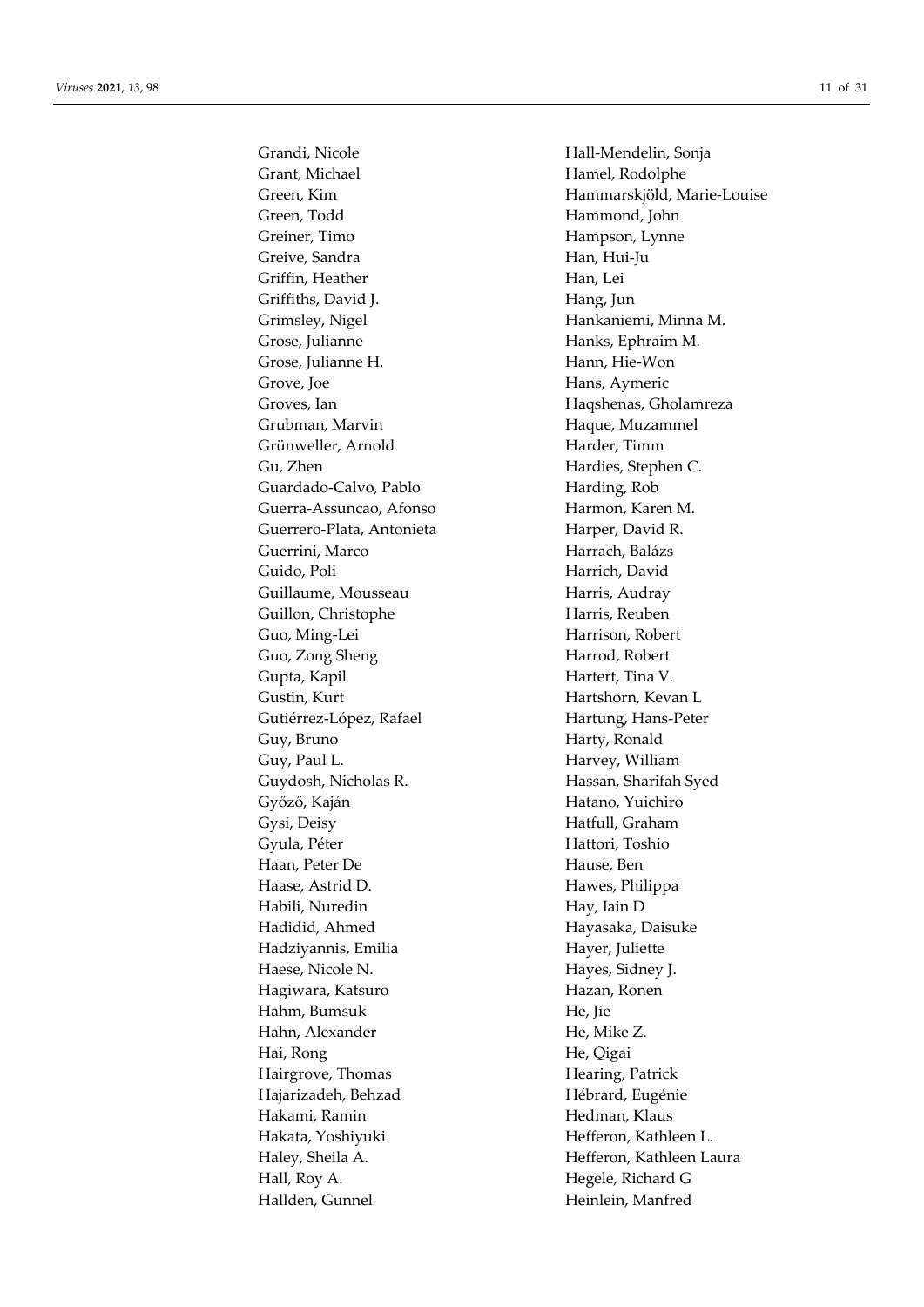Grandi, Nicole
Grant, Michael
Green, Kim
Green, Todd
Greiner, Timo
Greive, Sandra
Griffin, Heather
Griffiths, David J.
Grimsley, Nigel
Grose, Julianne
Grose, Julianne H.
Grove, Joe
Groves, Ian
Grubman, Marvin
Grünweller, Arnold
Gu, Zhen
Guardado-Calvo, Pablo
Guerra-Assuncao, Afonso
Guerrero-Plata, Antonieta
Guerrini, Marco
Guido, Poli
Guillaume, Mousseau
Guillon, Christophe
Guo, Ming-Lei
Guo, Zong Sheng
Gupta, Kapil
Gustin, Kurt
Gutiérrez-López, Rafael
Guy, Bruno
Guy, Paul L.
Guydosh, Nicholas R.
Győző, Kaján
Gysi, Deisy
Gyula, Péter
Haan, Peter De
Haase, Astrid D.
Habili, Nuredin
Hadidid, Ahmed
Hadziyannis, Emilia
Haese, Nicole N.
Hagiwara, Katsuro
Hahm, Bumsuk
Hahn, Alexander
Hai, Rong
Hairgrove, Thomas
Hajarizadeh, Behzad
Hakami, Ramin
Hakata, Yoshiyuki
Haley, Sheila A.
Hall, Roy A.
Hallden, Gunnel
Hall-Mendelin, Sonja
Hamel, Rodolphe
Hammarskjöld, Marie-Louise
Hammond, John
Hampson, Lynne
Han, Hui-Ju
Han, Lei
Hang, Jun
Hankaniemi, Minna M.
Hanks, Ephraim M.
Hann, Hie-Won
Hans, Aymeric
Haqshenas, Gholamreza
Haque, Muzammel
Harder, Timm
Hardies, Stephen C.
Harding, Rob
Harmon, Karen M.
Harper, David R.
Harrach, Balázs
Harrich, David
Harris, Audray
Harris, Reuben
Harrison, Robert
Harrod, Robert
Hartert, Tina V.
Hartshorn, Kevan L
Hartung, Hans-Peter
Harty, Ronald
Harvey, William
Hassan, Sharifah Syed
Hatano, Yuichiro
Hatfull, Graham
Hattori, Toshio
Hause, Ben
Hawes, Philippa
Hay, Iain D
Hayasaka, Daisuke
Hayer, Juliette
Hayes, Sidney J.
Hazan, Ronen
He, Jie
He, Mike Z.
He, Qigai
Hearing, Patrick
Hébrard, Eugénie
Hedman, Klaus
Hefferon, Kathleen L.
Hefferon, Kathleen Laura
Hegele, Richard G
Heinlein, Manfred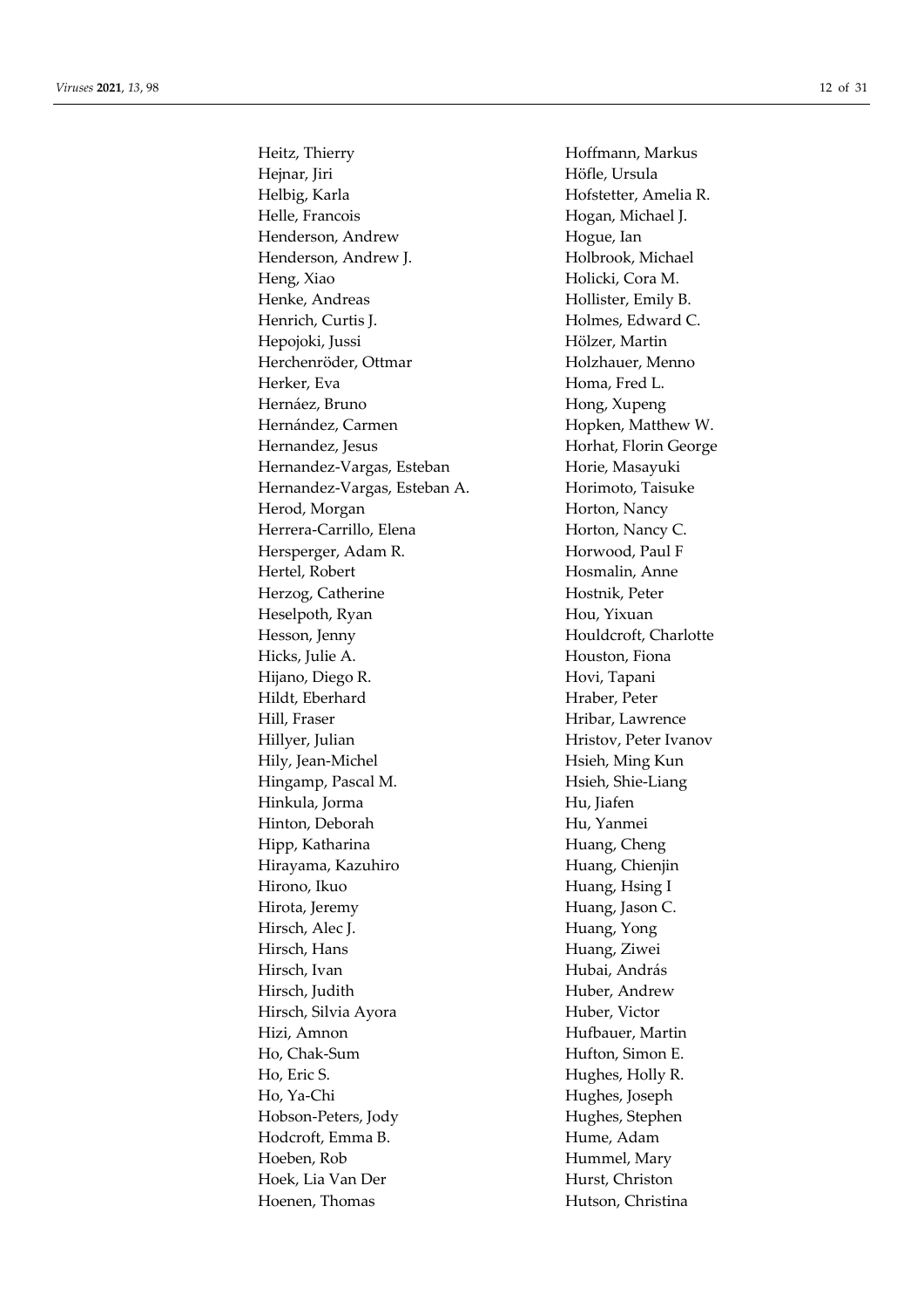Heitz, Thierry
Hejnar, Jiri
Helbig, Karla
Helle, Francois
Henderson, Andrew
Henderson, Andrew J.
Heng, Xiao
Henke, Andreas
Henrich, Curtis J.
Hepojoki, Jussi
Herchenröder, Ottmar
Herker, Eva
Hernáez, Bruno
Hernández, Carmen
Hernandez, Jesus
Hernandez-Vargas, Esteban
Hernandez-Vargas, Esteban A.
Herod, Morgan
Herrera-Carrillo, Elena
Hersperger, Adam R.
Hertel, Robert
Herzog, Catherine
Heselpoth, Ryan
Hesson, Jenny
Hicks, Julie A.
Hijano, Diego R.
Hildt, Eberhard
Hill, Fraser
Hillyer, Julian
Hily, Jean-Michel
Hingamp, Pascal M.
Hinkula, Jorma
Hinton, Deborah
Hipp, Katharina
Hirayama, Kazuhiro
Hirono, Ikuo
Hirota, Jeremy
Hirsch, Alec J.
Hirsch, Hans
Hirsch, Ivan
Hirsch, Judith
Hirsch, Silvia Ayora
Hizi, Amnon
Ho, Chak-Sum
Ho, Eric S.
Ho, Ya-Chi
Hobson-Peters, Jody
Hodcroft, Emma B.
Hoeben, Rob
Hoek, Lia Van Der
Hoenen, Thomas
Hoffmann, Markus
Höfle, Ursula
Hofstetter, Amelia R.
Hogan, Michael J.
Hogue, Ian
Holbrook, Michael
Holicki, Cora M.
Hollister, Emily B.
Holmes, Edward C.
Hölzer, Martin
Holzhauer, Menno
Homa, Fred L.
Hong, Xupeng
Hopken, Matthew W.
Horhat, Florin George
Horie, Masayuki
Horimoto, Taisuke
Horton, Nancy
Horton, Nancy C.
Horwood, Paul F
Hosmalin, Anne
Hostnik, Peter
Hou, Yixuan
Houldcroft, Charlotte
Houston, Fiona
Hovi, Tapani
Hraber, Peter
Hribar, Lawrence
Hristov, Peter Ivanov
Hsieh, Ming Kun
Hsieh, Shie-Liang
Hu, Jiafen
Hu, Yanmei
Huang, Cheng
Huang, Chienjin
Huang, Hsing I
Huang, Jason C.
Huang, Yong
Huang, Ziwei
Hubai, András
Huber, Andrew
Huber, Victor
Hufbauer, Martin
Hufton, Simon E.
Hughes, Holly R.
Hughes, Joseph
Hughes, Stephen
Hume, Adam
Hummel, Mary
Hurst, Christon
Hutson, Christina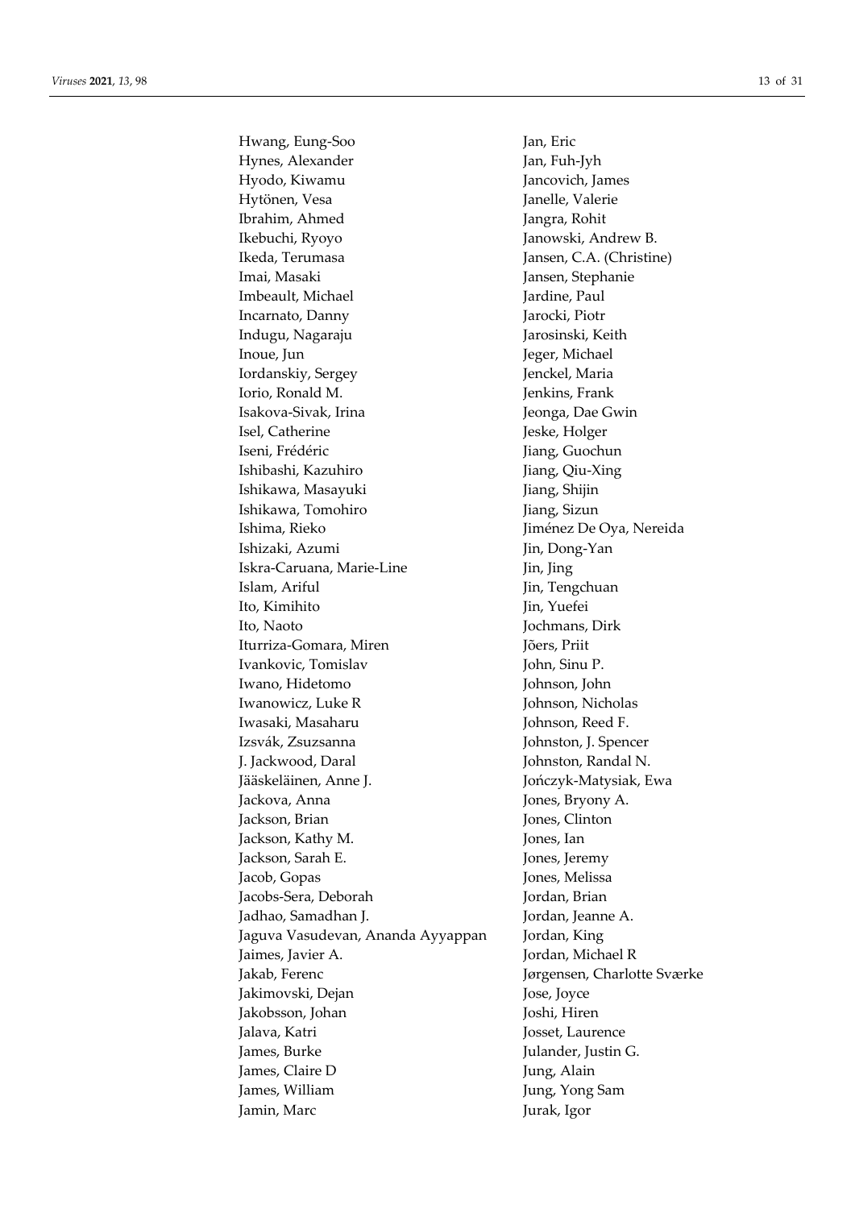Hwang, Eung-Soo
Hynes, Alexander
Hyodo, Kiwamu
Hytönen, Vesa
Ibrahim, Ahmed
Ikebuchi, Ryoyo
Ikeda, Terumasa
Imai, Masaki
Imbeault, Michael
Incarnato, Danny
Indugu, Nagaraju
Inoue, Jun
Iordanskiy, Sergey
Iorio, Ronald M.
Isakova-Sivak, Irina
Isel, Catherine
Iseni, Frédéric
Ishibashi, Kazuhiro
Ishikawa, Masayuki
Ishikawa, Tomohiro
Ishima, Rieko
Ishizaki, Azumi
Iskra-Caruana, Marie-Line
Islam, Ariful
Ito, Kimihito
Ito, Naoto
Iturriza-Gomara, Miren
Ivankovic, Tomislav
Iwano, Hidetomo
Iwanowicz, Luke R
Iwasaki, Masaharu
Izsvák, Zsuzsanna
J. Jackwood, Daral
Jääskeläinen, Anne J.
Jackova, Anna
Jackson, Brian
Jackson, Kathy M.
Jackson, Sarah E.
Jacob, Gopas
Jacobs-Sera, Deborah
Jadhao, Samadhan J.
Jaguva Vasudevan, Ananda Ayyappan
Jaimes, Javier A.
Jakab, Ferenc
Jakimovski, Dejan
Jakobsson, Johan
Jalava, Katri
James, Burke
James, Claire D
James, William
Jamin, Marc
Jan, Eric
Jan, Fuh-Jyh
Jancovich, James
Janelle, Valerie
Jangra, Rohit
Janowski, Andrew B.
Jansen, C.A. (Christine)
Jansen, Stephanie
Jardine, Paul
Jarocki, Piotr
Jarosinski, Keith
Jeger, Michael
Jenckel, Maria
Jenkins, Frank
Jeonga, Dae Gwin
Jeske, Holger
Jiang, Guochun
Jiang, Qiu-Xing
Jiang, Shijin
Jiang, Sizun
Jiménez De Oya, Nereida
Jin, Dong-Yan
Jin, Jing
Jin, Tengchuan
Jin, Yuefei
Jochmans, Dirk
Jõers, Priit
John, Sinu P.
Johnson, John
Johnson, Nicholas
Johnson, Reed F.
Johnston, J. Spencer
Johnston, Randal N.
Jończyk-Matysiak, Ewa
Jones, Bryony A.
Jones, Clinton
Jones, Ian
Jones, Jeremy
Jones, Melissa
Jordan, Brian
Jordan, Jeanne A.
Jordan, King
Jordan, Michael R
Jørgensen, Charlotte Sværke
Jose, Joyce
Joshi, Hiren
Josset, Laurence
Julander, Justin G.
Jung, Alain
Jung, Yong Sam
Jurak, Igor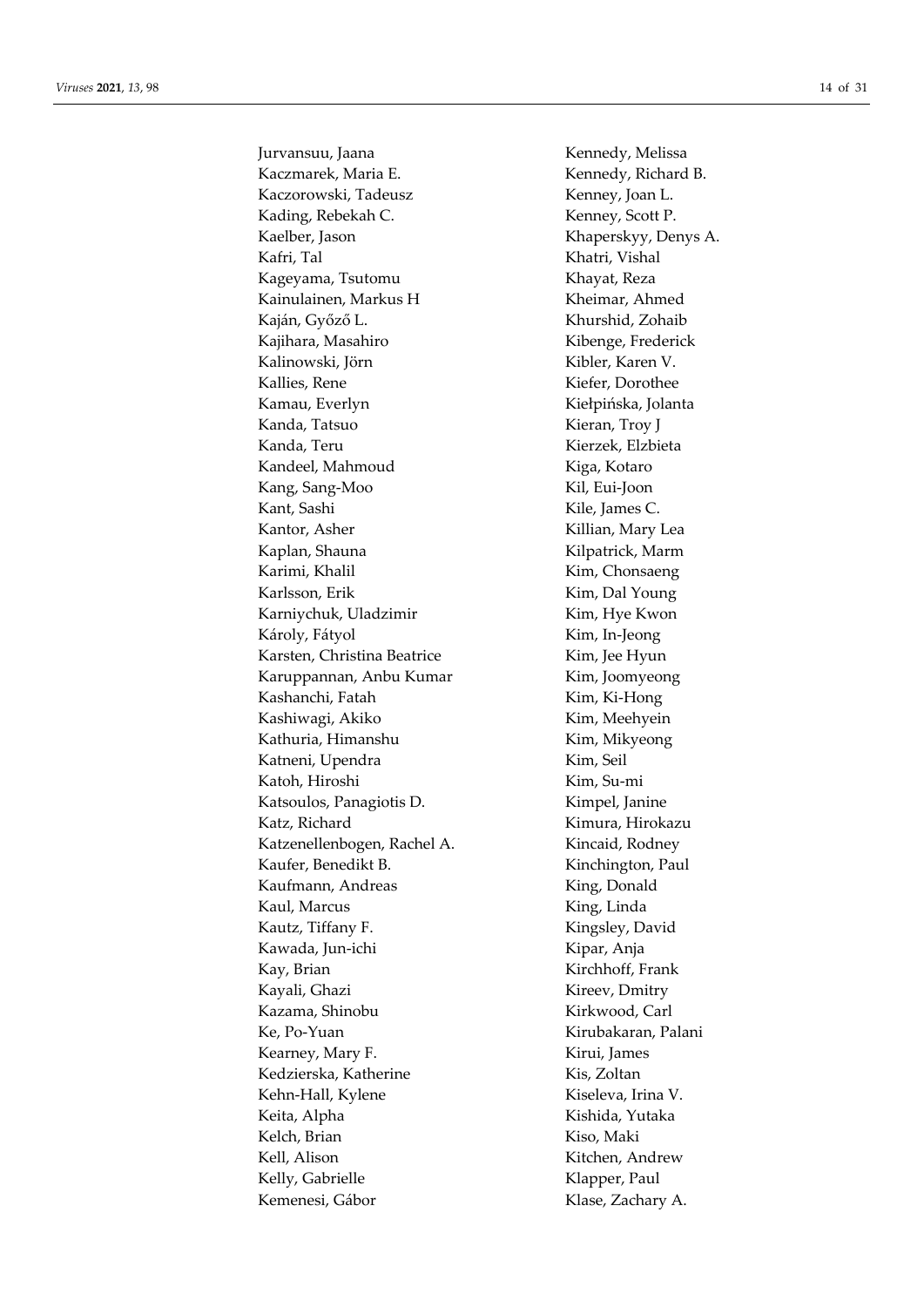Jurvansuu, Jaana
Kaczmarek, Maria E.
Kaczorowski, Tadeusz
Kading, Rebekah C.
Kaelber, Jason
Kafri, Tal
Kageyama, Tsutomu
Kainulainen, Markus H
Kaján, Győző L.
Kajihara, Masahiro
Kalinowski, Jörn
Kallies, Rene
Kamau, Everlyn
Kanda, Tatsuo
Kanda, Teru
Kandeel, Mahmoud
Kang, Sang-Moo
Kant, Sashi
Kantor, Asher
Kaplan, Shauna
Karimi, Khalil
Karlsson, Erik
Karniychuk, Uladzimir
Károly, Fátyol
Karsten, Christina Beatrice
Karuppannan, Anbu Kumar
Kashanchi, Fatah
Kashiwagi, Akiko
Kathuria, Himanshu
Katneni, Upendra
Katoh, Hiroshi
Katsoulos, Panagiotis D.
Katz, Richard
Katzenellenbogen, Rachel A.
Kaufer, Benedikt B.
Kaufmann, Andreas
Kaul, Marcus
Kautz, Tiffany F.
Kawada, Jun-ichi
Kay, Brian
Kayali, Ghazi
Kazama, Shinobu
Ke, Po-Yuan
Kearney, Mary F.
Kedzierska, Katherine
Kehn-Hall, Kylene
Keita, Alpha
Kelch, Brian
Kell, Alison
Kelly, Gabrielle
Kemenesi, Gábor
Kennedy, Melissa
Kennedy, Richard B.
Kenney, Joan L.
Kenney, Scott P.
Khaperskyy, Denys A.
Khatri, Vishal
Khayat, Reza
Kheimar, Ahmed
Khurshid, Zohaib
Kibenge, Frederick
Kibler, Karen V.
Kiefer, Dorothee
Kiełpińska, Jolanta
Kieran, Troy J
Kierzek, Elzbieta
Kiga, Kotaro
Kil, Eui-Joon
Kile, James C.
Killian, Mary Lea
Kilpatrick, Marm
Kim, Chonsaeng
Kim, Dal Young
Kim, Hye Kwon
Kim, In-Jeong
Kim, Jee Hyun
Kim, Joomyeong
Kim, Ki-Hong
Kim, Meehyein
Kim, Mikyeong
Kim, Seil
Kim, Su-mi
Kimpel, Janine
Kimura, Hirokazu
Kincaid, Rodney
Kinchington, Paul
King, Donald
King, Linda
Kingsley, David
Kipar, Anja
Kirchhoff, Frank
Kireev, Dmitry
Kirkwood, Carl
Kirubakaran, Palani
Kirui, James
Kis, Zoltan
Kiseleva, Irina V.
Kishida, Yutaka
Kiso, Maki
Kitchen, Andrew
Klapper, Paul
Klase, Zachary A.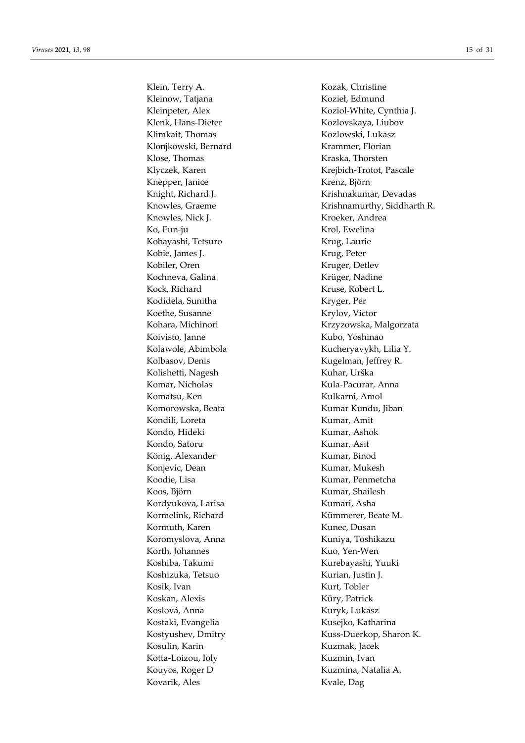Klein, Terry A.
Kleinow, Tatjana
Kleinpeter, Alex
Klenk, Hans-Dieter
Klimkait, Thomas
Klonjkowski, Bernard
Klose, Thomas
Klyczek, Karen
Knepper, Janice
Knight, Richard J.
Knowles, Graeme
Knowles, Nick J.
Ko, Eun-ju
Kobayashi, Tetsuro
Kobie, James J.
Kobiler, Oren
Kochneva, Galina
Kock, Richard
Kodidela, Sunitha
Koethe, Susanne
Kohara, Michinori
Koivisto, Janne
Kolawole, Abimbola
Kolbasov, Denis
Kolishetti, Nagesh
Komar, Nicholas
Komatsu, Ken
Komorowska, Beata
Kondili, Loreta
Kondo, Hideki
Kondo, Satoru
König, Alexander
Konjevic, Dean
Koodie, Lisa
Koos, Björn
Kordyukova, Larisa
Kormelink, Richard
Kormuth, Karen
Koromyslova, Anna
Korth, Johannes
Koshiba, Takumi
Koshizuka, Tetsuo
Kosik, Ivan
Koskan, Alexis
Koslová, Anna
Kostaki, Evangelia
Kostyushev, Dmitry
Kosulin, Karin
Kotta-Loizou, Ioly
Kouyos, Roger D
Kovarik, Ales
Kozak, Christine
Kozieł, Edmund
Koziol-White, Cynthia J.
Kozlovskaya, Liubov
Kozlowski, Lukasz
Krammer, Florian
Kraska, Thorsten
Krejbich-Trotot, Pascale
Krenz, Björn
Krishnakumar, Devadas
Krishnamurthy, Siddharth R.
Kroeker, Andrea
Krol, Ewelina
Krug, Laurie
Krug, Peter
Kruger, Detlev
Krüger, Nadine
Kruse, Robert L.
Kryger, Per
Krylov, Victor
Krzyzowska, Malgorzata
Kubo, Yoshinao
Kucheryavykh, Lilia Y.
Kugelman, Jeffrey R.
Kuhar, Urška
Kula-Pacurar, Anna
Kulkarni, Amol
Kumar Kundu, Jiban
Kumar, Amit
Kumar, Ashok
Kumar, Asit
Kumar, Binod
Kumar, Mukesh
Kumar, Penmetcha
Kumar, Shailesh
Kumari, Asha
Kümmerer, Beate M.
Kunec, Dusan
Kuniya, Toshikazu
Kuo, Yen-Wen
Kurebayashi, Yuuki
Kurian, Justin J.
Kurt, Tobler
Küry, Patrick
Kuryk, Lukasz
Kusejko, Katharina
Kuss-Duerkop, Sharon K.
Kuzmak, Jacek
Kuzmin, Ivan
Kuzmina, Natalia A.
Kvale, Dag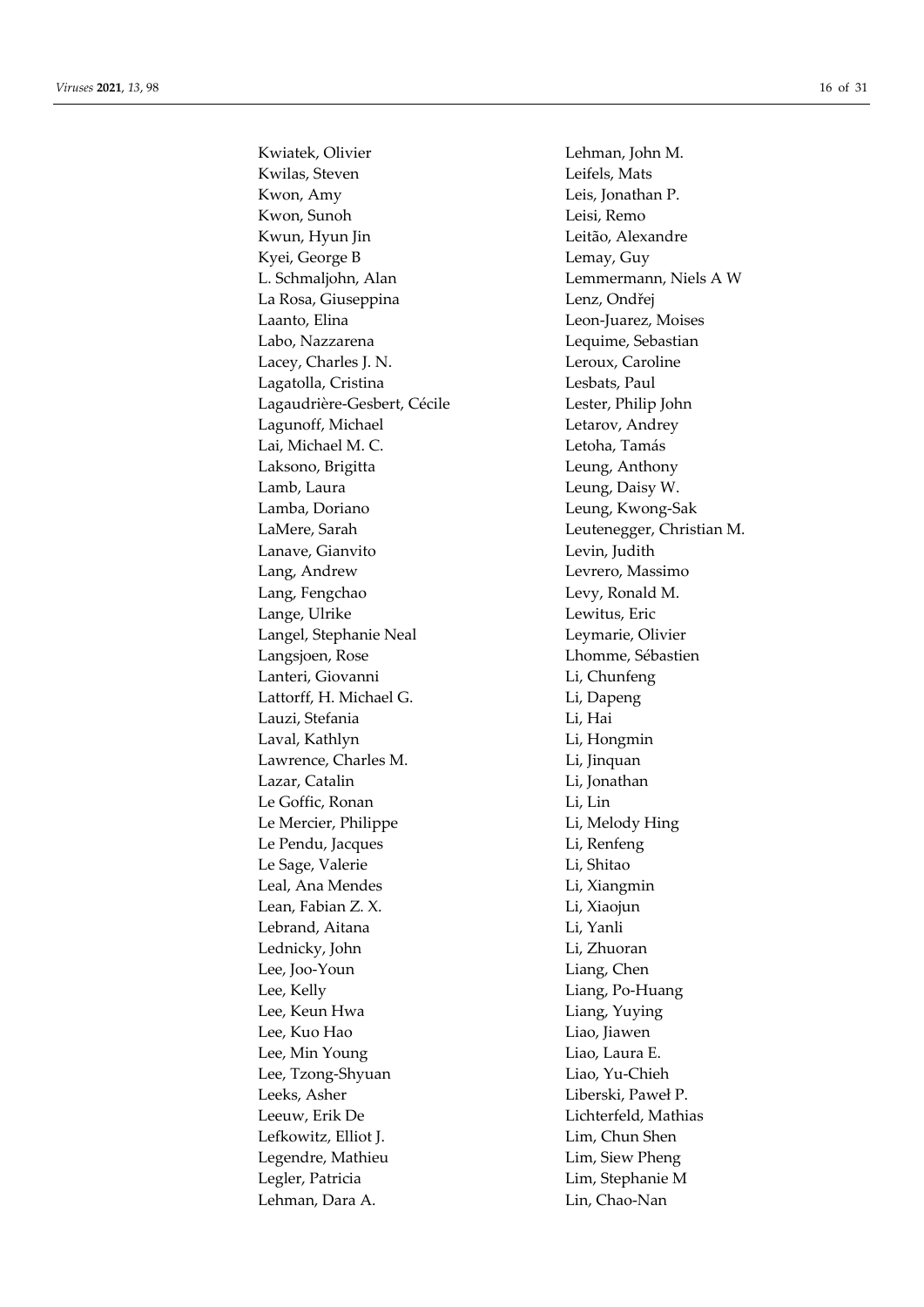Kwiatek, Olivier
Kwilas, Steven
Kwon, Amy
Kwon, Sunoh
Kwun, Hyun Jin
Kyei, George B
L. Schmaljohn, Alan
La Rosa, Giuseppina
Laanto, Elina
Labo, Nazzarena
Lacey, Charles J. N.
Lagatolla, Cristina
Lagaudrière-Gesbert, Cécile
Lagunoff, Michael
Lai, Michael M. C.
Laksono, Brigitta
Lamb, Laura
Lamba, Doriano
LaMere, Sarah
Lanave, Gianvito
Lang, Andrew
Lang, Fengchao
Lange, Ulrike
Langel, Stephanie Neal
Langsjoen, Rose
Lanteri, Giovanni
Lattorff, H. Michael G.
Lauzi, Stefania
Laval, Kathlyn
Lawrence, Charles M.
Lazar, Catalin
Le Goffic, Ronan
Le Mercier, Philippe
Le Pendu, Jacques
Le Sage, Valerie
Leal, Ana Mendes
Lean, Fabian Z. X.
Lebrand, Aitana
Lednicky, John
Lee, Joo-Youn
Lee, Kelly
Lee, Keun Hwa
Lee, Kuo Hao
Lee, Min Young
Lee, Tzong-Shyuan
Leeks, Asher
Leeuw, Erik De
Lefkowitz, Elliot J.
Legendre, Mathieu
Legler, Patricia
Lehman, Dara A.
Lehman, John M.
Leifels, Mats
Leis, Jonathan P.
Leisi, Remo
Leitão, Alexandre
Lemay, Guy
Lemmermann, Niels A W
Lenz, Ondřej
Leon-Juarez, Moises
Lequime, Sebastian
Leroux, Caroline
Lesbats, Paul
Lester, Philip John
Letarov, Andrey
Letoha, Tamás
Leung, Anthony
Leung, Daisy W.
Leung, Kwong-Sak
Leutenegger, Christian M.
Levin, Judith
Levrero, Massimo
Levy, Ronald M.
Lewitus, Eric
Leymarie, Olivier
Lhomme, Sébastien
Li, Chunfeng
Li, Dapeng
Li, Hai
Li, Hongmin
Li, Jinquan
Li, Jonathan
Li, Lin
Li, Melody Hing
Li, Renfeng
Li, Shitao
Li, Xiangmin
Li, Xiaojun
Li, Yanli
Li, Zhuoran
Liang, Chen
Liang, Po-Huang
Liang, Yuying
Liao, Jiawen
Liao, Laura E.
Liao, Yu-Chieh
Liberski, Paweł P.
Lichterfeld, Mathias
Lim, Chun Shen
Lim, Siew Pheng
Lim, Stephanie M
Lin, Chao-Nan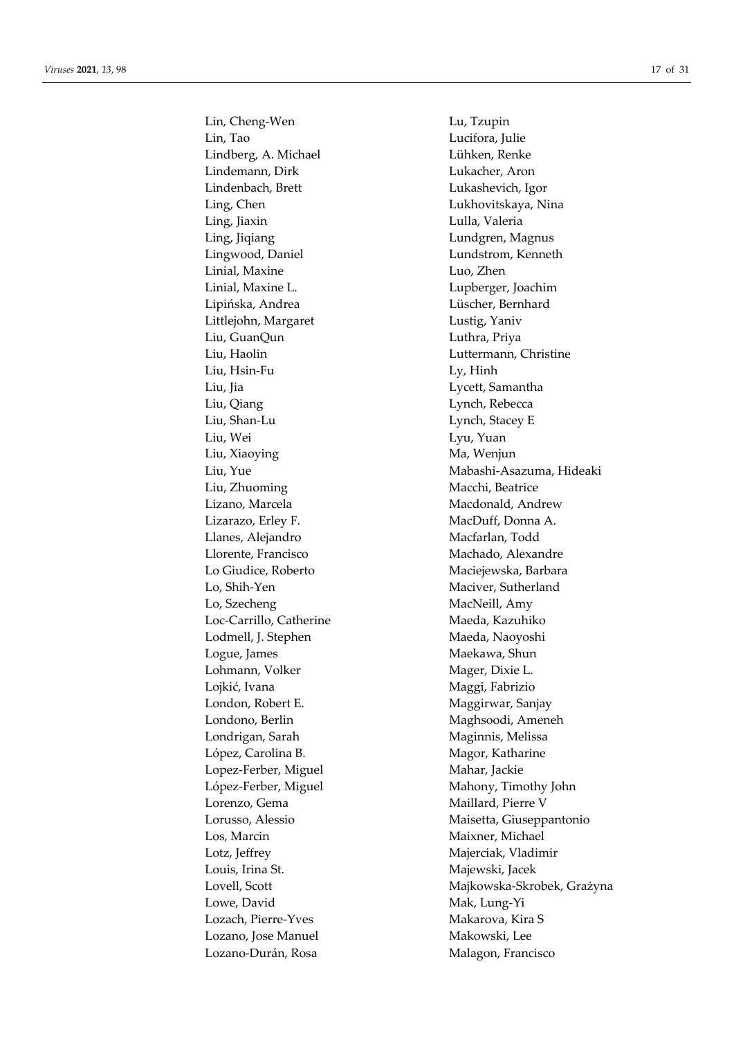Lin, Cheng-Wen
Lin, Tao
Lindberg, A. Michael
Lindemann, Dirk
Lindenbach, Brett
Ling, Chen
Ling, Jiaxin
Ling, Jiqiang
Lingwood, Daniel
Linial, Maxine
Linial, Maxine L.
Lipińska, Andrea
Littlejohn, Margaret
Liu, GuanQun
Liu, Haolin
Liu, Hsin-Fu
Liu, Jia
Liu, Qiang
Liu, Shan-Lu
Liu, Wei
Liu, Xiaoying
Liu, Yue
Liu, Zhuoming
Lizano, Marcela
Lizarazo, Erley F.
Llanes, Alejandro
Llorente, Francisco
Lo Giudice, Roberto
Lo, Shih-Yen
Lo, Szecheng
Loc-Carrillo, Catherine
Lodmell, J. Stephen
Logue, James
Lohmann, Volker
Lojkić, Ivana
London, Robert E.
Londono, Berlin
Londrigan, Sarah
López, Carolina B.
Lopez-Ferber, Miguel
López-Ferber, Miguel
Lorenzo, Gema
Lorusso, Alessio
Los, Marcin
Lotz, Jeffrey
Louis, Irina St.
Lovell, Scott
Lowe, David
Lozach, Pierre-Yves
Lozano, Jose Manuel
Lozano-Durán, Rosa
Lu, Tzupin
Lucifora, Julie
Lühken, Renke
Lukacher, Aron
Lukashevich, Igor
Lukhovitskaya, Nina
Lulla, Valeria
Lundgren, Magnus
Lundstrom, Kenneth
Luo, Zhen
Lupberger, Joachim
Lüscher, Bernhard
Lustig, Yaniv
Luthra, Priya
Luttermann, Christine
Ly, Hinh
Lycett, Samantha
Lynch, Rebecca
Lynch, Stacey E
Lyu, Yuan
Ma, Wenjun
Mabashi-Asazuma, Hideaki
Macchi, Beatrice
Macdonald, Andrew
MacDuff, Donna A.
Macfarlan, Todd
Machado, Alexandre
Maciejewska, Barbara
Maciver, Sutherland
MacNeill, Amy
Maeda, Kazuhiko
Maeda, Naoyoshi
Maekawa, Shun
Mager, Dixie L.
Maggi, Fabrizio
Maggirwar, Sanjay
Maghsoodi, Ameneh
Maginnis, Melissa
Magor, Katharine
Mahar, Jackie
Mahony, Timothy John
Maillard, Pierre V
Maisetta, Giuseppantonio
Maixner, Michael
Majerciak, Vladimir
Majewski, Jacek
Majkowska-Skrobek, Grażyna
Mak, Lung-Yi
Makarova, Kira S
Makowski, Lee
Malagon, Francisco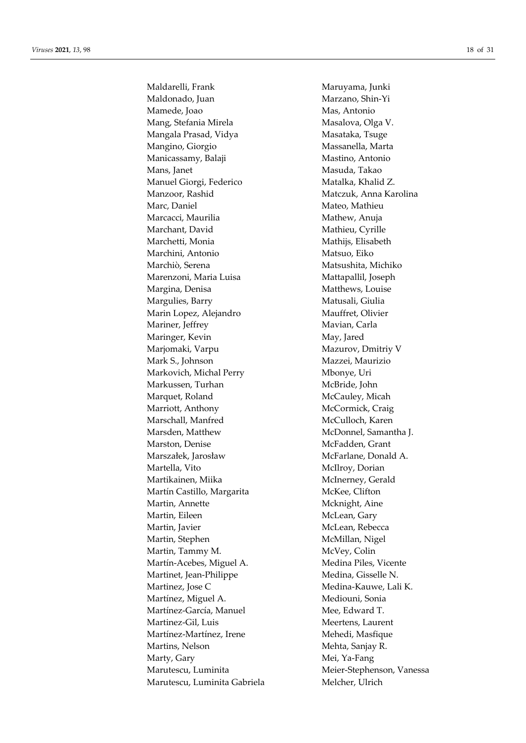Maldarelli, Frank
Maldonado, Juan
Mamede, Joao
Mang, Stefania Mirela
Mangala Prasad, Vidya
Mangino, Giorgio
Manicassamy, Balaji
Mans, Janet
Manuel Giorgi, Federico
Manzoor, Rashid
Marc, Daniel
Marcacci, Maurilia
Marchant, David
Marchetti, Monia
Marchini, Antonio
Marchiò, Serena
Marenzoni, Maria Luisa
Margina, Denisa
Margulies, Barry
Marin Lopez, Alejandro
Mariner, Jeffrey
Maringer, Kevin
Marjomaki, Varpu
Mark S., Johnson
Markovich, Michal Perry
Markussen, Turhan
Marquet, Roland
Marriott, Anthony
Marschall, Manfred
Marsden, Matthew
Marston, Denise
Marszałek, Jarosław
Martella, Vito
Martikainen, Miika
Martín Castillo, Margarita
Martin, Annette
Martin, Eileen
Martin, Javier
Martin, Stephen
Martin, Tammy M.
Martín-Acebes, Miguel A.
Martinet, Jean-Philippe
Martinez, Jose C
Martínez, Miguel A.
Martínez-García, Manuel
Martinez-Gil, Luis
Martínez-Martínez, Irene
Martins, Nelson
Marty, Gary
Marutescu, Luminita
Marutescu, Luminita Gabriela
Maruyama, Junki
Marzano, Shin-Yi
Mas, Antonio
Masalova, Olga V.
Masataka, Tsuge
Massanella, Marta
Mastino, Antonio
Masuda, Takao
Matalka, Khalid Z.
Matczuk, Anna Karolina
Mateo, Mathieu
Mathew, Anuja
Mathieu, Cyrille
Mathijs, Elisabeth
Matsuo, Eiko
Matsushita, Michiko
Mattapallil, Joseph
Matthews, Louise
Matusali, Giulia
Mauffret, Olivier
Mavian, Carla
May, Jared
Mazurov, Dmitriy V
Mazzei, Maurizio
Mbonye, Uri
McBride, John
McCauley, Micah
McCormick, Craig
McCulloch, Karen
McDonnel, Samantha J.
McFadden, Grant
McFarlane, Donald A.
McIlroy, Dorian
McInerney, Gerald
McKee, Clifton
Mcknight, Aine
McLean, Gary
McLean, Rebecca
McMillan, Nigel
McVey, Colin
Medina Piles, Vicente
Medina, Gisselle N.
Medina-Kauwe, Lali K.
Mediouni, Sonia
Mee, Edward T.
Meertens, Laurent
Mehedi, Masfique
Mehta, Sanjay R.
Mei, Ya-Fang
Meier-Stephenson, Vanessa
Melcher, Ulrich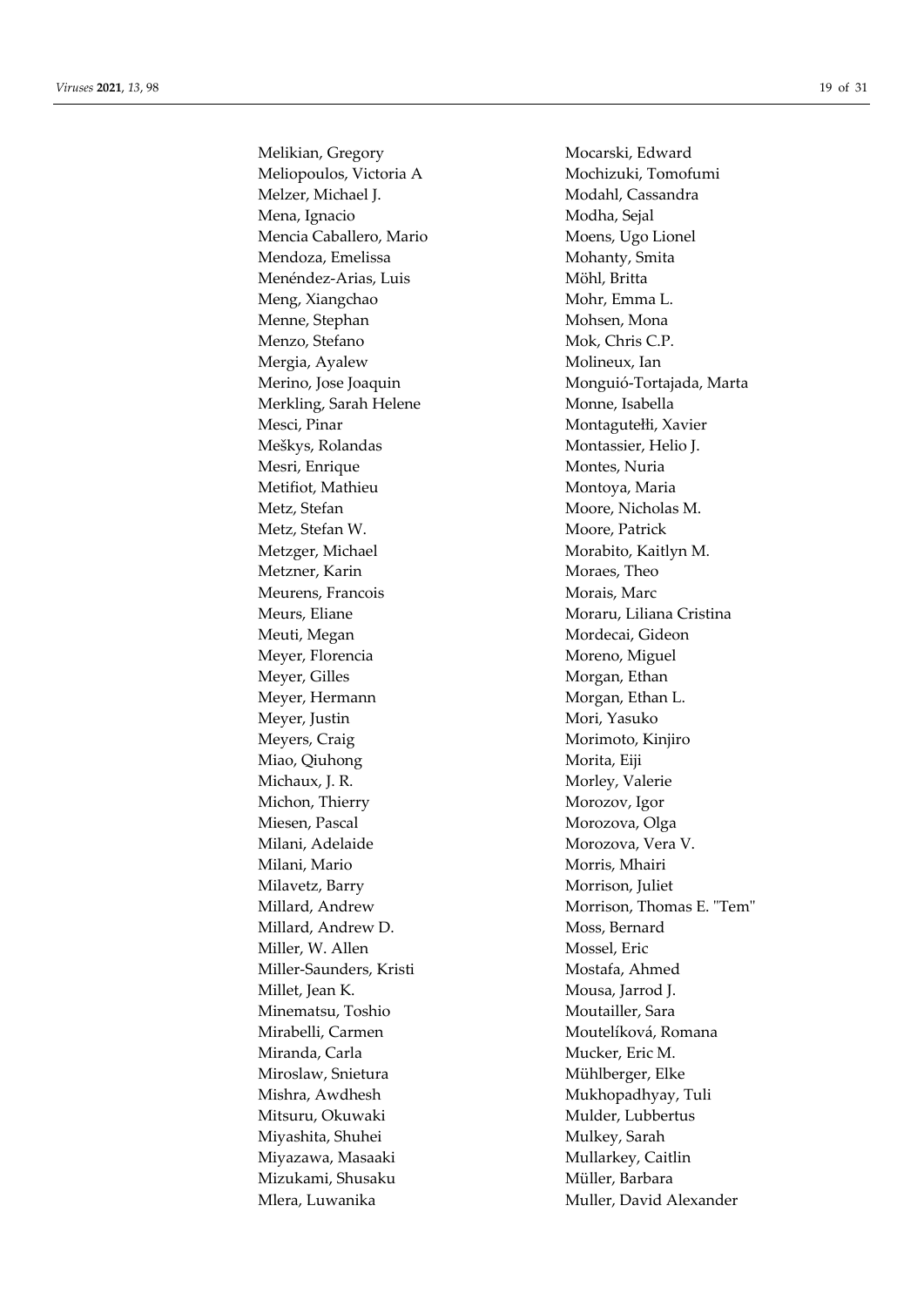Melikian, Gregory
Meliopoulos, Victoria A
Melzer, Michael J.
Mena, Ignacio
Mencia Caballero, Mario
Mendoza, Emelissa
Menéndez-Arias, Luis
Meng, Xiangchao
Menne, Stephan
Menzo, Stefano
Mergia, Ayalew
Merino, Jose Joaquin
Merkling, Sarah Helene
Mesci, Pinar
Meškys, Rolandas
Mesri, Enrique
Metifiot, Mathieu
Metz, Stefan
Metz, Stefan W.
Metzger, Michael
Metzner, Karin
Meurens, Francois
Meurs, Eliane
Meuti, Megan
Meyer, Florencia
Meyer, Gilles
Meyer, Hermann
Meyer, Justin
Meyers, Craig
Miao, Qiuhong
Michaux, J. R.
Michon, Thierry
Miesen, Pascal
Milani, Adelaide
Milani, Mario
Milavetz, Barry
Millard, Andrew
Millard, Andrew D.
Miller, W. Allen
Miller-Saunders, Kristi
Millet, Jean K.
Minematsu, Toshio
Mirabelli, Carmen
Miranda, Carla
Miroslaw, Snietura
Mishra, Awdhesh
Mitsuru, Okuwaki
Miyashita, Shuhei
Miyazawa, Masaaki
Mizukami, Shusaku
Mlera, Luwanika
Mocarski, Edward
Mochizuki, Tomofumi
Modahl, Cassandra
Modha, Sejal
Moens, Ugo Lionel
Mohanty, Smita
Möhl, Britta
Mohr, Emma L.
Mohsen, Mona
Mok, Chris C.P.
Molineux, Ian
Monguió-Tortajada, Marta
Monne, Isabella
Montagutełłi, Xavier
Montassier, Helio J.
Montes, Nuria
Montoya, Maria
Moore, Nicholas M.
Moore, Patrick
Morabito, Kaitlyn M.
Moraes, Theo
Morais, Marc
Moraru, Liliana Cristina
Mordecai, Gideon
Moreno, Miguel
Morgan, Ethan
Morgan, Ethan L.
Mori, Yasuko
Morimoto, Kinjiro
Morita, Eiji
Morley, Valerie
Morozov, Igor
Morozova, Olga
Morozova, Vera V.
Morris, Mhairi
Morrison, Juliet
Morrison, Thomas E. "Tem"
Moss, Bernard
Mossel, Eric
Mostafa, Ahmed
Mousa, Jarrod J.
Moutailler, Sara
Moutelíková, Romana
Mucker, Eric M.
Mühlberger, Elke
Mukhopadhyay, Tuli
Mulder, Lubbertus
Mulkey, Sarah
Mullarkey, Caitlin
Müller, Barbara
Muller, David Alexander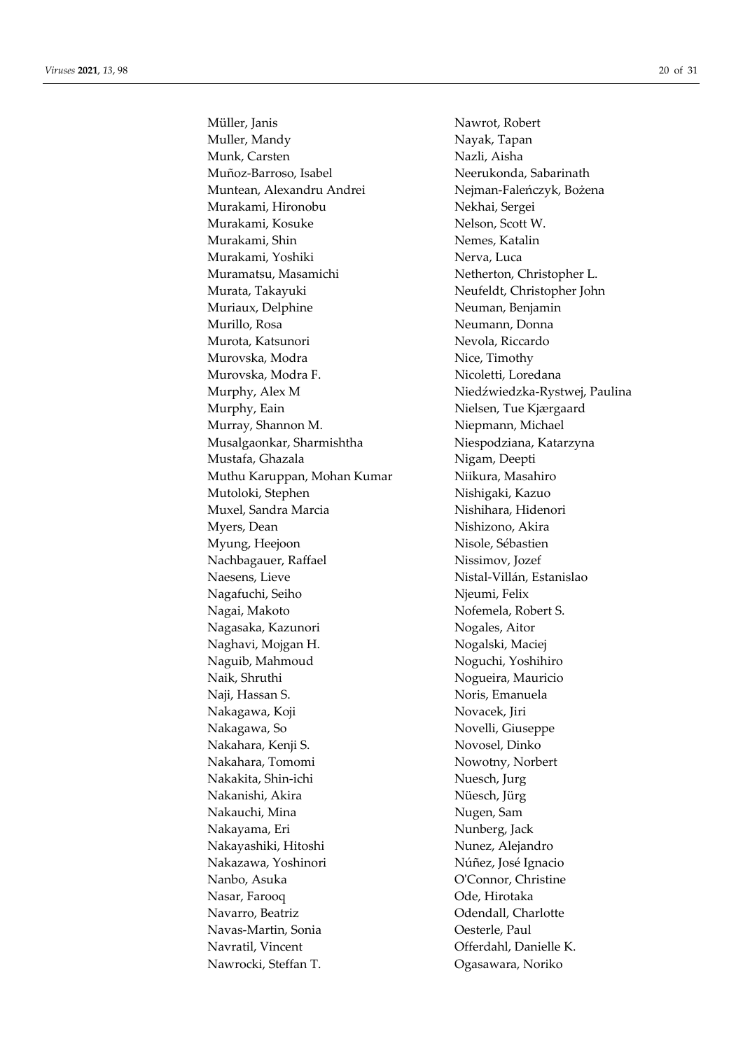Müller, Janis
Muller, Mandy
Munk, Carsten
Muñoz-Barroso, Isabel
Muntean, Alexandru Andrei
Murakami, Hironobu
Murakami, Kosuke
Murakami, Shin
Murakami, Yoshiki
Muramatsu, Masamichi
Murata, Takayuki
Muriaux, Delphine
Murillo, Rosa
Murota, Katsunori
Murovska, Modra
Murovska, Modra F.
Murphy, Alex M
Murphy, Eain
Murray, Shannon M.
Musalgaonkar, Sharmishtha
Mustafa, Ghazala
Muthu Karuppan, Mohan Kumar
Mutoloki, Stephen
Muxel, Sandra Marcia
Myers, Dean
Myung, Heejoon
Nachbagauer, Raffael
Naesens, Lieve
Nagafuchi, Seiho
Nagai, Makoto
Nagasaka, Kazunori
Naghavi, Mojgan H.
Naguib, Mahmoud
Naik, Shruthi
Naji, Hassan S.
Nakagawa, Koji
Nakagawa, So
Nakahara, Kenji S.
Nakahara, Tomomi
Nakakita, Shin-ichi
Nakanishi, Akira
Nakauchi, Mina
Nakayama, Eri
Nakayashiki, Hitoshi
Nakazawa, Yoshinori
Nanbo, Asuka
Nasar, Farooq
Navarro, Beatriz
Navas-Martin, Sonia
Navratil, Vincent
Nawrocki, Steffan T.
Nawrot, Robert
Nayak, Tapan
Nazli, Aisha
Neerukonda, Sabarinath
Nejman-Faleńczyk, Bożena
Nekhai, Sergei
Nelson, Scott W.
Nemes, Katalin
Nerva, Luca
Netherton, Christopher L.
Neufeldt, Christopher John
Neuman, Benjamin
Neumann, Donna
Nevola, Riccardo
Nice, Timothy
Nicoletti, Loredana
Niedźwiedzka-Rystwej, Paulina
Nielsen, Tue Kjærgaard
Niepmann, Michael
Niespodziana, Katarzyna
Nigam, Deepti
Niikura, Masahiro
Nishigaki, Kazuo
Nishihara, Hidenori
Nishizono, Akira
Nisole, Sébastien
Nissimov, Jozef
Nistal-Villán, Estanislao
Njeumi, Felix
Nofemela, Robert S.
Nogales, Aitor
Nogalski, Maciej
Noguchi, Yoshihiro
Nogueira, Mauricio
Noris, Emanuela
Novacek, Jiri
Novelli, Giuseppe
Novosel, Dinko
Nowotny, Norbert
Nuesch, Jurg
Nüesch, Jürg
Nugen, Sam
Nunberg, Jack
Nunez, Alejandro
Núñez, José Ignacio
O'Connor, Christine
Ode, Hirotaka
Odendall, Charlotte
Oesterle, Paul
Offerdahl, Danielle K.
Ogasawara, Noriko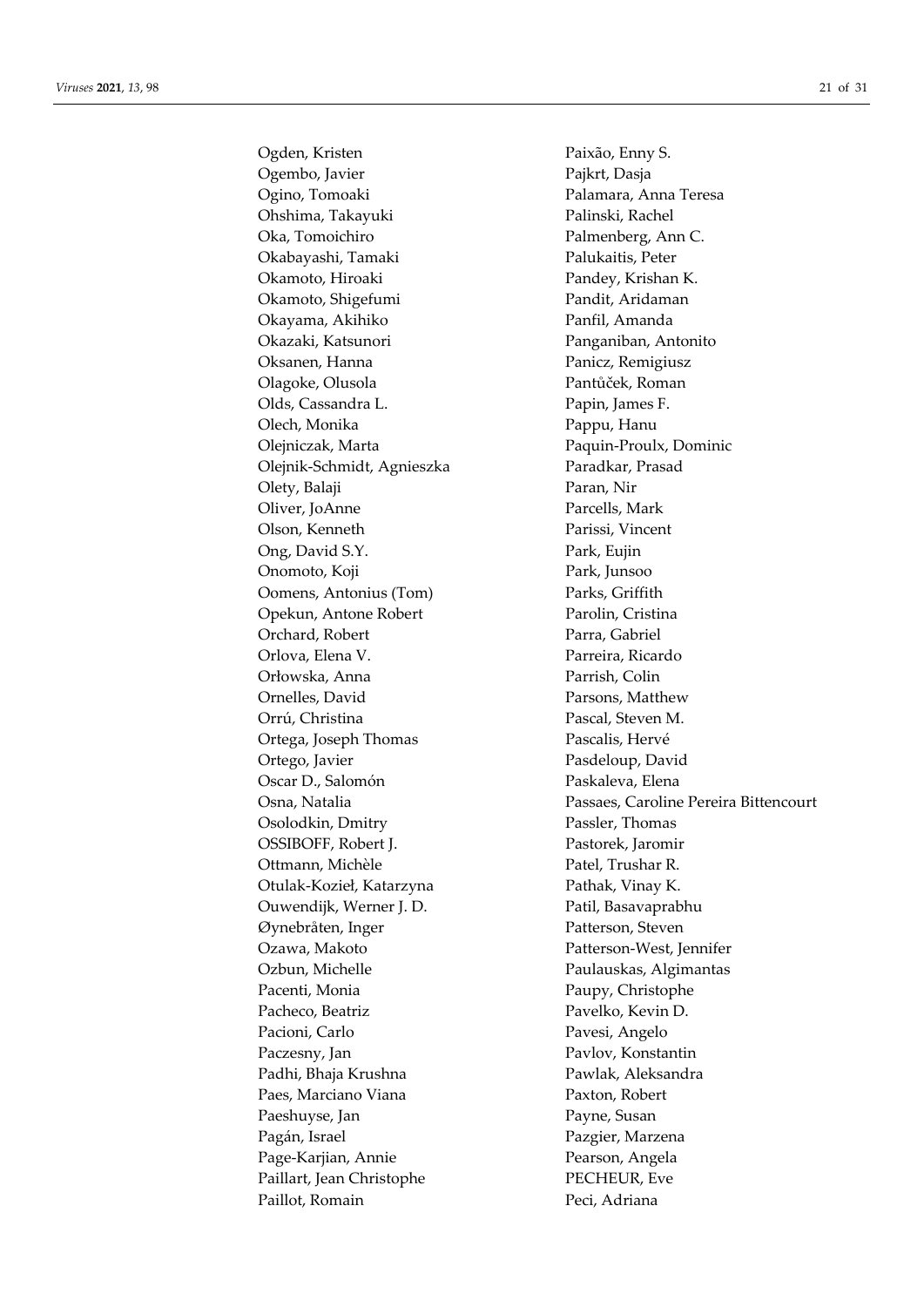Ogden, Kristen
Ogembo, Javier
Ogino, Tomoaki
Ohshima, Takayuki
Oka, Tomoichiro
Okabayashi, Tamaki
Okamoto, Hiroaki
Okamoto, Shigefumi
Okayama, Akihiko
Okazaki, Katsunori
Oksanen, Hanna
Olagoke, Olusola
Olds, Cassandra L.
Olech, Monika
Olejniczak, Marta
Olejnik-Schmidt, Agnieszka
Olety, Balaji
Oliver, JoAnne
Olson, Kenneth
Ong, David S.Y.
Onomoto, Koji
Oomens, Antonius (Tom)
Opekun, Antone Robert
Orchard, Robert
Orlova, Elena V.
Orłowska, Anna
Ornelles, David
Orrú, Christina
Ortega, Joseph Thomas
Ortego, Javier
Oscar D., Salomón
Osna, Natalia
Osolodkin, Dmitry
OSSIBOFF, Robert J.
Ottmann, Michèle
Otulak-Kozieł, Katarzyna
Ouwendijk, Werner J. D.
Øynebråten, Inger
Ozawa, Makoto
Ozbun, Michelle
Pacenti, Monia
Pacheco, Beatriz
Pacioni, Carlo
Paczesny, Jan
Padhi, Bhaja Krushna
Paes, Marciano Viana
Paeshuyse, Jan
Pagán, Israel
Page-Karjian, Annie
Paillart, Jean Christophe
Paillot, Romain
Paixão, Enny S.
Pajkrt, Dasja
Palamara, Anna Teresa
Palinski, Rachel
Palmenberg, Ann C.
Palukaitis, Peter
Pandey, Krishan K.
Pandit, Aridaman
Panfil, Amanda
Panganiban, Antonito
Panicz, Remigiusz
Pantůček, Roman
Papin, James F.
Pappu, Hanu
Paquin-Proulx, Dominic
Paradkar, Prasad
Paran, Nir
Parcells, Mark
Parissi, Vincent
Park, Eujin
Park, Junsoo
Parks, Griffith
Parolin, Cristina
Parra, Gabriel
Parreira, Ricardo
Parrish, Colin
Parsons, Matthew
Pascal, Steven M.
Pascalis, Hervé
Pasdeloup, David
Paskaleva, Elena
Passaes, Caroline Pereira Bittencourt
Passler, Thomas
Pastorek, Jaromir
Patel, Trushar R.
Pathak, Vinay K.
Patil, Basavaprabhu
Patterson, Steven
Patterson-West, Jennifer
Paulauskas, Algimantas
Paupy, Christophe
Pavelko, Kevin D.
Pavesi, Angelo
Pavlov, Konstantin
Pawlak, Aleksandra
Paxton, Robert
Payne, Susan
Pazgier, Marzena
Pearson, Angela
PECHEUR, Eve
Peci, Adriana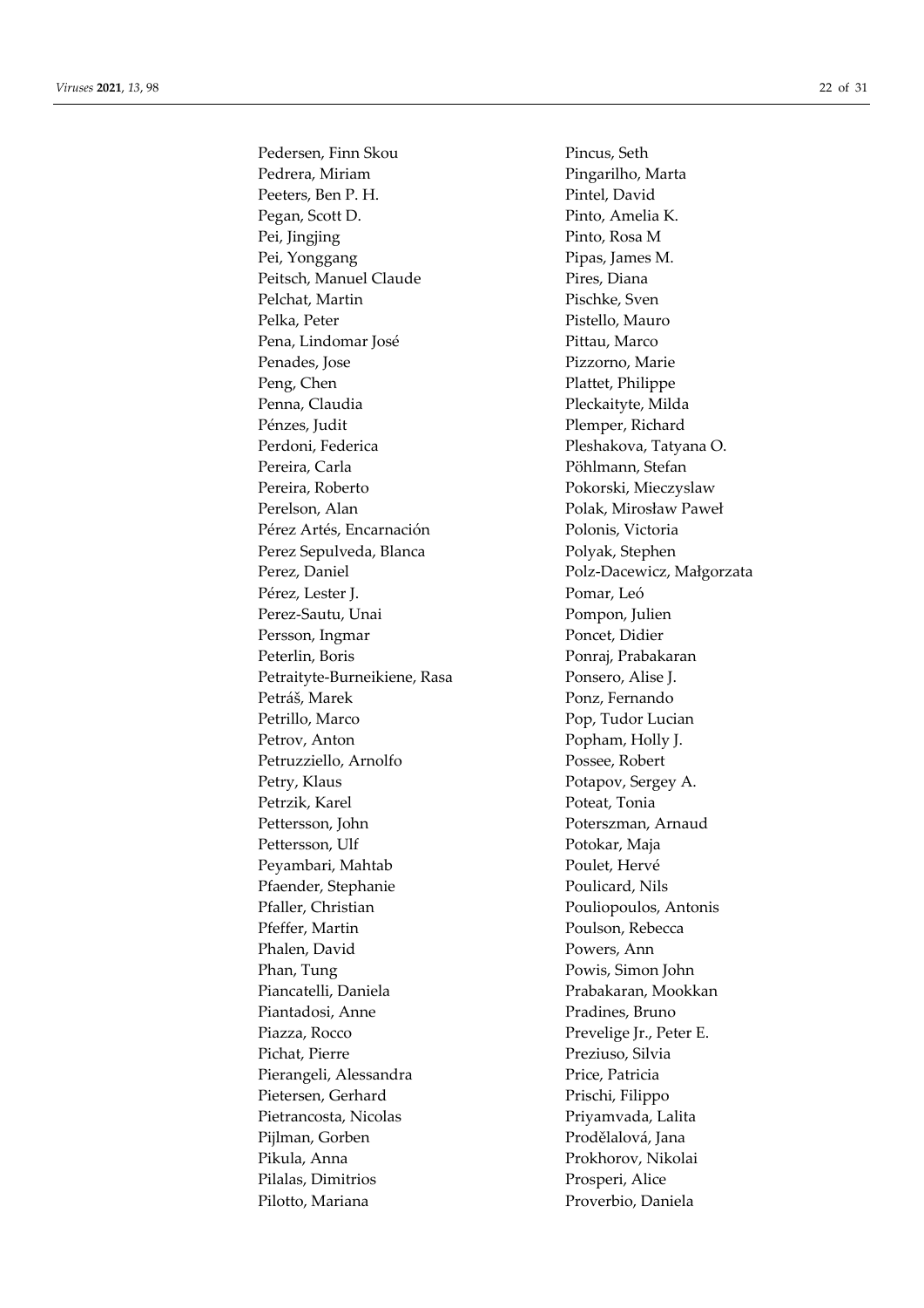Pedersen, Finn Skou
Pedrera, Miriam
Peeters, Ben P. H.
Pegan, Scott D.
Pei, Jingjing
Pei, Yonggang
Peitsch, Manuel Claude
Pelchat, Martin
Pelka, Peter
Pena, Lindomar José
Penades, Jose
Peng, Chen
Penna, Claudia
Pénzes, Judit
Perdoni, Federica
Pereira, Carla
Pereira, Roberto
Perelson, Alan
Pérez Artés, Encarnación
Perez Sepulveda, Blanca
Perez, Daniel
Pérez, Lester J.
Perez-Sautu, Unai
Persson, Ingmar
Peterlin, Boris
Petraityte-Burneikiene, Rasa
Petráš, Marek
Petrillo, Marco
Petrov, Anton
Petruzziello, Arnolfo
Petry, Klaus
Petrzik, Karel
Pettersson, John
Pettersson, Ulf
Peyambari, Mahtab
Pfaender, Stephanie
Pfaller, Christian
Pfeffer, Martin
Phalen, David
Phan, Tung
Piancatelli, Daniela
Piantadosi, Anne
Piazza, Rocco
Pichat, Pierre
Pierangeli, Alessandra
Pietersen, Gerhard
Pietrancosta, Nicolas
Pijlman, Gorben
Pikula, Anna
Pilalas, Dimitrios
Pilotto, Mariana
Pincus, Seth
Pingarilho, Marta
Pintel, David
Pinto, Amelia K.
Pinto, Rosa M
Pipas, James M.
Pires, Diana
Pischke, Sven
Pistello, Mauro
Pittau, Marco
Pizzorno, Marie
Plattet, Philippe
Pleckaityte, Milda
Plemper, Richard
Pleshakova, Tatyana O.
Pöhlmann, Stefan
Pokorski, Mieczyslaw
Polak, Mirosław Paweł
Polonis, Victoria
Polyak, Stephen
Polz-Dacewicz, Małgorzata
Pomar, Leó
Pompon, Julien
Poncet, Didier
Ponraj, Prabakaran
Ponsero, Alise J.
Ponz, Fernando
Pop, Tudor Lucian
Popham, Holly J.
Possee, Robert
Potapov, Sergey A.
Poteat, Tonia
Poterszman, Arnaud
Potokar, Maja
Poulet, Hervé
Poulicard, Nils
Pouliopoulos, Antonis
Poulson, Rebecca
Powers, Ann
Powis, Simon John
Prabakaran, Mookkan
Pradines, Bruno
Prevelige Jr., Peter E.
Preziuso, Silvia
Price, Patricia
Prischi, Filippo
Priyamvada, Lalita
Prodělalová, Jana
Prokhorov, Nikolai
Prosperi, Alice
Proverbio, Daniela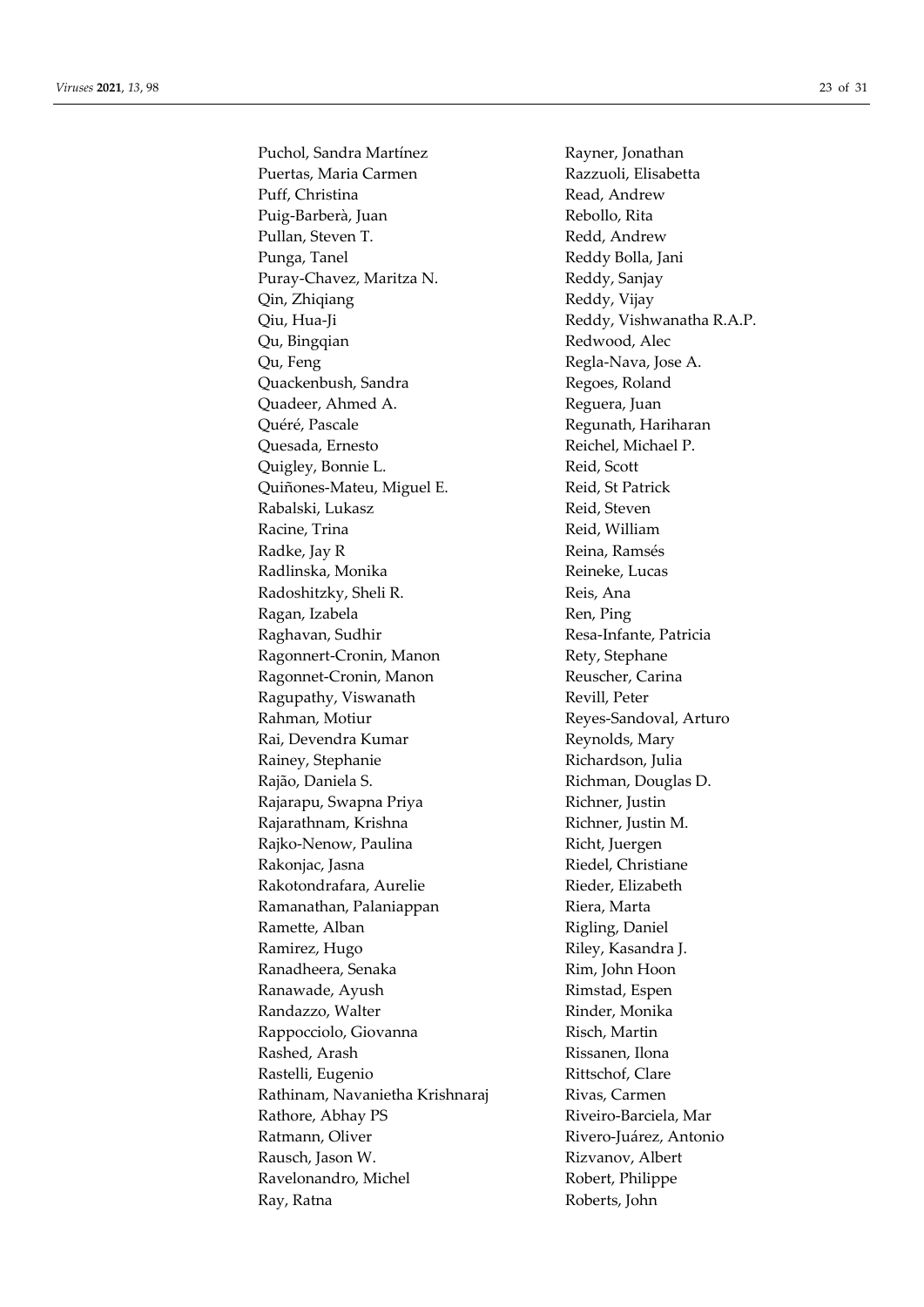Puchol, Sandra Martínez
Puertas, Maria Carmen
Puff, Christina
Puig-Barberà, Juan
Pullan, Steven T.
Punga, Tanel
Puray-Chavez, Maritza N.
Qin, Zhiqiang
Qiu, Hua-Ji
Qu, Bingqian
Qu, Feng
Quackenbush, Sandra
Quadeer, Ahmed A.
Quéré, Pascale
Quesada, Ernesto
Quigley, Bonnie L.
Quiñones-Mateu, Miguel E.
Rabalski, Lukasz
Racine, Trina
Radke, Jay R
Radlinska, Monika
Radoshitzky, Sheli R.
Ragan, Izabela
Raghavan, Sudhir
Ragonnert-Cronin, Manon
Ragonnet-Cronin, Manon
Ragupathy, Viswanath
Rahman, Motiur
Rai, Devendra Kumar
Rainey, Stephanie
Rajão, Daniela S.
Rajarapu, Swapna Priya
Rajarathnam, Krishna
Rajko-Nenow, Paulina
Rakonjac, Jasna
Rakotondrafara, Aurelie
Ramanathan, Palaniappan
Ramette, Alban
Ramirez, Hugo
Ranadheera, Senaka
Ranawade, Ayush
Randazzo, Walter
Rappocciolo, Giovanna
Rashed, Arash
Rastelli, Eugenio
Rathinam, Navanietha Krishnaraj
Rathore, Abhay PS
Ratmann, Oliver
Rausch, Jason W.
Ravelonandro, Michel
Ray, Ratna
Rayner, Jonathan
Razzuoli, Elisabetta
Read, Andrew
Rebollo, Rita
Redd, Andrew
Reddy Bolla, Jani
Reddy, Sanjay
Reddy, Vijay
Reddy, Vishwanatha R.A.P.
Redwood, Alec
Regla-Nava, Jose A.
Regoes, Roland
Reguera, Juan
Regunath, Hariharan
Reichel, Michael P.
Reid, Scott
Reid, St Patrick
Reid, Steven
Reid, William
Reina, Ramsés
Reineke, Lucas
Reis, Ana
Ren, Ping
Resa-Infante, Patricia
Rety, Stephane
Reuscher, Carina
Revill, Peter
Reyes-Sandoval, Arturo
Reynolds, Mary
Richardson, Julia
Richman, Douglas D.
Richner, Justin
Richner, Justin M.
Richt, Juergen
Riedel, Christiane
Rieder, Elizabeth
Riera, Marta
Rigling, Daniel
Riley, Kasandra J.
Rim, John Hoon
Rimstad, Espen
Rinder, Monika
Risch, Martin
Rissanen, Ilona
Rittschof, Clare
Rivas, Carmen
Riveiro-Barciela, Mar
Rivero-Juárez, Antonio
Rizvanov, Albert
Robert, Philippe
Roberts, John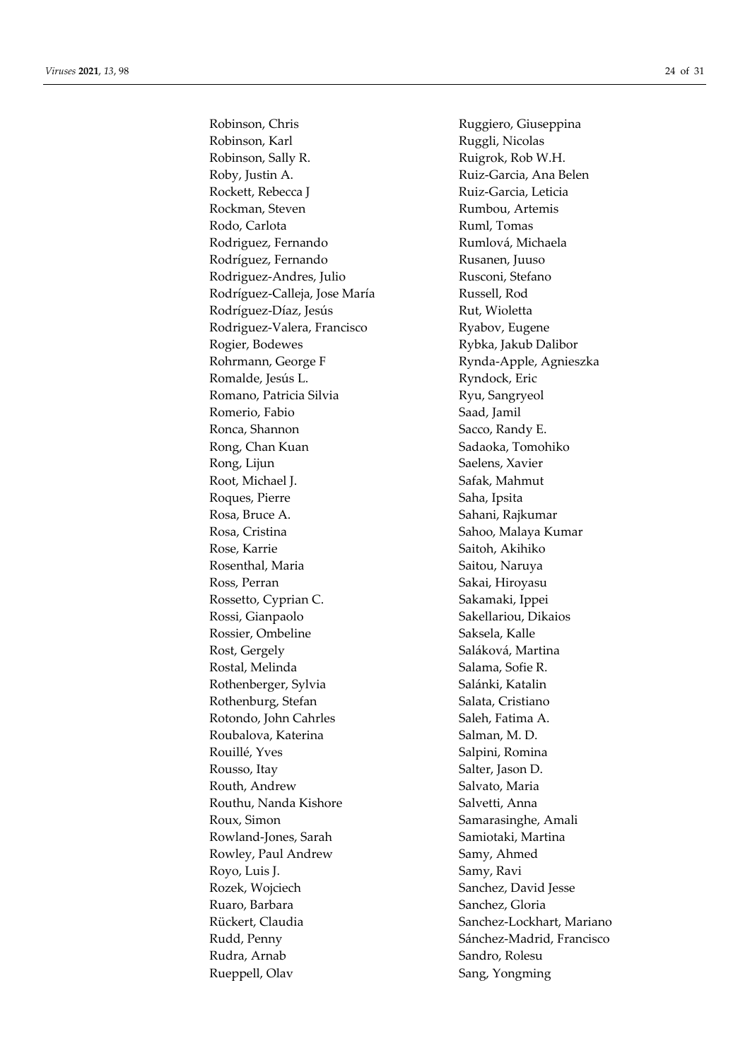Robinson, Chris
Robinson, Karl
Robinson, Sally R.
Roby, Justin A.
Rockett, Rebecca J
Rockman, Steven
Rodo, Carlota
Rodriguez, Fernando
Rodríguez, Fernando
Rodriguez-Andres, Julio
Rodríguez-Calleja, Jose María
Rodríguez-Díaz, Jesús
Rodriguez-Valera, Francisco
Rogier, Bodewes
Rohrmann, George F
Romalde, Jesús L.
Romano, Patricia Silvia
Romerio, Fabio
Ronca, Shannon
Rong, Chan Kuan
Rong, Lijun
Root, Michael J.
Roques, Pierre
Rosa, Bruce A.
Rosa, Cristina
Rose, Karrie
Rosenthal, Maria
Ross, Perran
Rossetto, Cyprian C.
Rossi, Gianpaolo
Rossier, Ombeline
Rost, Gergely
Rostal, Melinda
Rothenberger, Sylvia
Rothenburg, Stefan
Rotondo, John Cahrles
Roubalova, Katerina
Rouillé, Yves
Rousso, Itay
Routh, Andrew
Routhu, Nanda Kishore
Roux, Simon
Rowland-Jones, Sarah
Rowley, Paul Andrew
Royo, Luis J.
Rozek, Wojciech
Ruaro, Barbara
Rückert, Claudia
Rudd, Penny
Rudra, Arnab
Rueppell, Olav
Ruggiero, Giuseppina
Ruggli, Nicolas
Ruigrok, Rob W.H.
Ruiz-Garcia, Ana Belen
Ruiz-Garcia, Leticia
Rumbou, Artemis
Ruml, Tomas
Rumlová, Michaela
Rusanen, Juuso
Rusconi, Stefano
Russell, Rod
Rut, Wioletta
Ryabov, Eugene
Rybka, Jakub Dalibor
Rynda-Apple, Agnieszka
Ryndock, Eric
Ryu, Sangryeol
Saad, Jamil
Sacco, Randy E.
Sadaoka, Tomohiko
Saelens, Xavier
Safak, Mahmut
Saha, Ipsita
Sahani, Rajkumar
Sahoo, Malaya Kumar
Saitoh, Akihiko
Saitou, Naruya
Sakai, Hiroyasu
Sakamaki, Ippei
Sakellariou, Dikaios
Saksela, Kalle
Saláková, Martina
Salama, Sofie R.
Salánki, Katalin
Salata, Cristiano
Saleh, Fatima A.
Salman, M. D.
Salpini, Romina
Salter, Jason D.
Salvato, Maria
Salvetti, Anna
Samarasinghe, Amali
Samiotaki, Martina
Samy, Ahmed
Samy, Ravi
Sanchez, David Jesse
Sanchez, Gloria
Sanchez-Lockhart, Mariano
Sánchez-Madrid, Francisco
Sandro, Rolesu
Sang, Yongming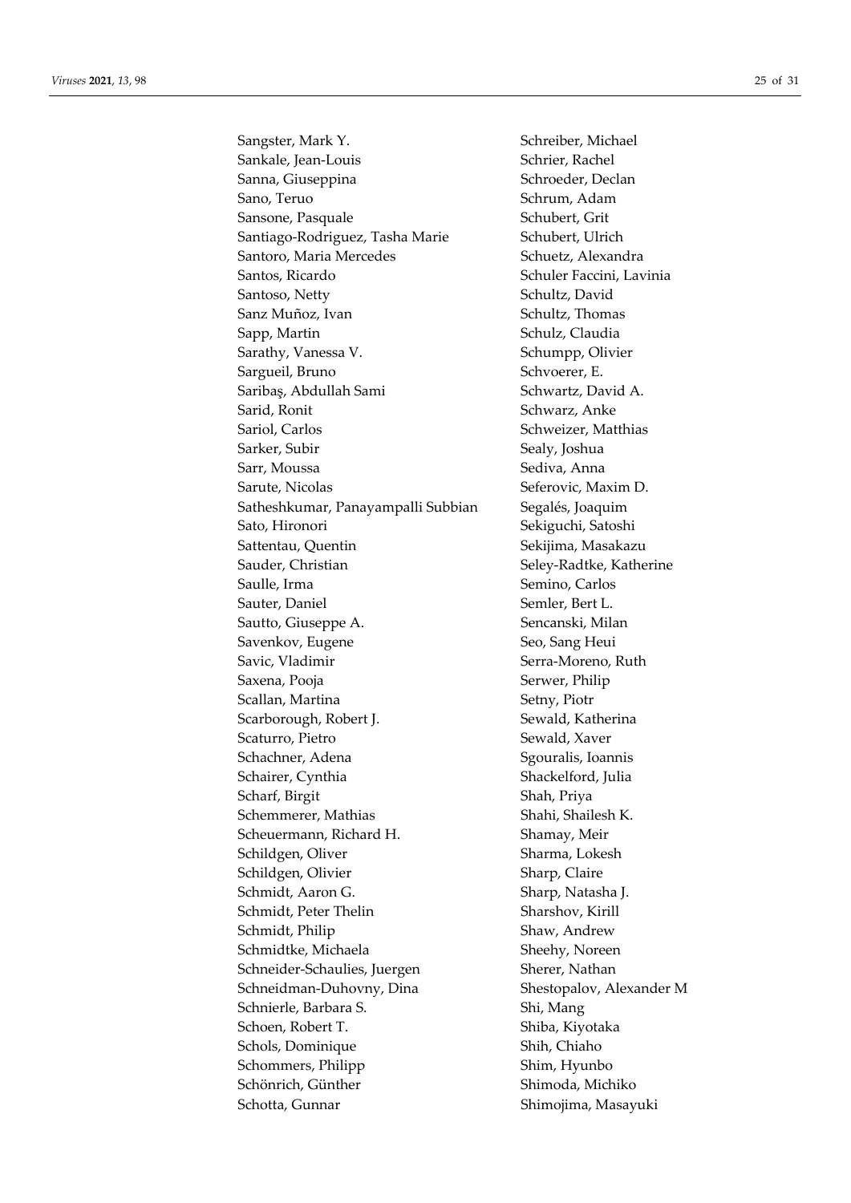Sangster, Mark Y.
Sankale, Jean-Louis
Sanna, Giuseppina
Sano, Teruo
Sansone, Pasquale
Santiago-Rodriguez, Tasha Marie
Santoro, Maria Mercedes
Santos, Ricardo
Santoso, Netty
Sanz Muñoz, Ivan
Sapp, Martin
Sarathy, Vanessa V.
Sargueil, Bruno
Saribaş, Abdullah Sami
Sarid, Ronit
Sariol, Carlos
Sarker, Subir
Sarr, Moussa
Sarute, Nicolas
Satheshkumar, Panayampalli Subbian
Sato, Hironori
Sattentau, Quentin
Sauder, Christian
Saulle, Irma
Sauter, Daniel
Sautto, Giuseppe A.
Savenkov, Eugene
Savic, Vladimir
Saxena, Pooja
Scallan, Martina
Scarborough, Robert J.
Scaturro, Pietro
Schachner, Adena
Schairer, Cynthia
Scharf, Birgit
Schemmerer, Mathias
Scheuermann, Richard H.
Schildgen, Oliver
Schildgen, Olivier
Schmidt, Aaron G.
Schmidt, Peter Thelin
Schmidt, Philip
Schmidtke, Michaela
Schneider-Schaulies, Juergen
Schneidman-Duhovny, Dina
Schnierle, Barbara S.
Schoen, Robert T.
Schols, Dominique
Schommers, Philipp
Schönrich, Günther
Schotta, Gunnar
Schreiber, Michael
Schrier, Rachel
Schroeder, Declan
Schrum, Adam
Schubert, Grit
Schubert, Ulrich
Schuetz, Alexandra
Schuler Faccini, Lavinia
Schultz, David
Schultz, Thomas
Schulz, Claudia
Schumpp, Olivier
Schvoerer, E.
Schwartz, David A.
Schwarz, Anke
Schweizer, Matthias
Sealy, Joshua
Sediva, Anna
Seferovic, Maxim D.
Segalés, Joaquim
Sekiguchi, Satoshi
Sekijima, Masakazu
Seley-Radtke, Katherine
Semino, Carlos
Semler, Bert L.
Sencanski, Milan
Seo, Sang Heui
Serra-Moreno, Ruth
Serwer, Philip
Setny, Piotr
Sewald, Katherina
Sewald, Xaver
Sgouralis, Ioannis
Shackelford, Julia
Shah, Priya
Shahi, Shailesh K.
Shamay, Meir
Sharma, Lokesh
Sharp, Claire
Sharp, Natasha J.
Sharshov, Kirill
Shaw, Andrew
Sheehy, Noreen
Sherer, Nathan
Shestopalov, Alexander M
Shi, Mang
Shiba, Kiyotaka
Shih, Chiaho
Shim, Hyunbo
Shimoda, Michiko
Shimojima, Masayuki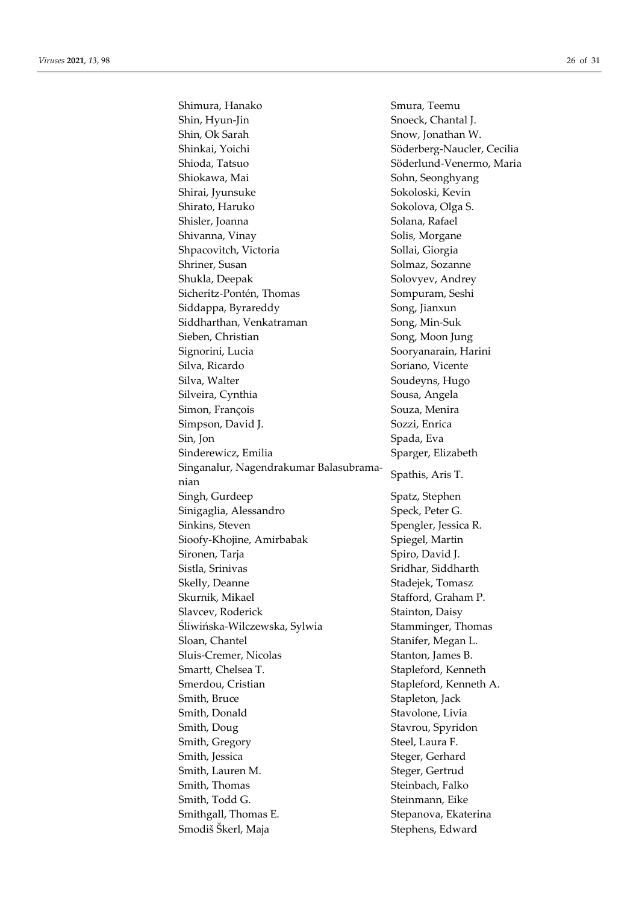Shimura, Hanako
Shin, Hyun-Jin
Shin, Ok Sarah
Shinkai, Yoichi
Shioda, Tatsuo
Shiokawa, Mai
Shirai, Jyunsuke
Shirato, Haruko
Shisler, Joanna
Shivanna, Vinay
Shpacovitch, Victoria
Shriner, Susan
Shukla, Deepak
Sicheritz-Pontén, Thomas
Siddappa, Byrareddy
Siddharthan, Venkatraman
Sieben, Christian
Signorini, Lucia
Silva, Ricardo
Silva, Walter
Silveira, Cynthia
Simon, François
Simpson, David J.
Sin, Jon
Sinderewicz, Emilia
Singanalur, Nagendrakumar Balasubramanian
Singh, Gurdeep
Sinigaglia, Alessandro
Sinkins, Steven
Sioofy-Khojine, Amirbabak
Sironen, Tarja
Sistla, Srinivas
Skelly, Deanne
Skurnik, Mikael
Slavcev, Roderick
Śliwińska-Wilczewska, Sylwia
Sloan, Chantel
Sluis-Cremer, Nicolas
Smartt, Chelsea T.
Smerdou, Cristian
Smith, Bruce
Smith, Donald
Smith, Doug
Smith, Gregory
Smith, Jessica
Smith, Lauren M.
Smith, Thomas
Smith, Todd G.
Smithgall, Thomas E.
Smodiš Škerl, Maja
Smura, Teemu
Snoeck, Chantal J.
Snow, Jonathan W.
Söderberg-Naucler, Cecilia
Söderlund-Venermo, Maria
Sohn, Seonghyang
Sokoloski, Kevin
Sokolova, Olga S.
Solana, Rafael
Solis, Morgane
Sollai, Giorgia
Solmaz, Sozanne
Solovyev, Andrey
Sompuram, Seshi
Song, Jianxun
Song, Min-Suk
Song, Moon Jung
Sooryanarain, Harini
Soriano, Vicente
Soudeyns, Hugo
Sousa, Angela
Souza, Menira
Sozzi, Enrica
Spada, Eva
Sparger, Elizabeth
Spathis, Aris T.
Spatz, Stephen
Speck, Peter G.
Spengler, Jessica R.
Spiegel, Martin
Spiro, David J.
Sridhar, Siddharth
Stadejek, Tomasz
Stafford, Graham P.
Stainton, Daisy
Stamminger, Thomas
Stanifer, Megan L.
Stanton, James B.
Stapleford, Kenneth
Stapleford, Kenneth A.
Stapleton, Jack
Stavolone, Livia
Stavrou, Spyridon
Steel, Laura F.
Steger, Gerhard
Steger, Gertrud
Steinbach, Falko
Steinmann, Eike
Stepanova, Ekaterina
Stephens, Edward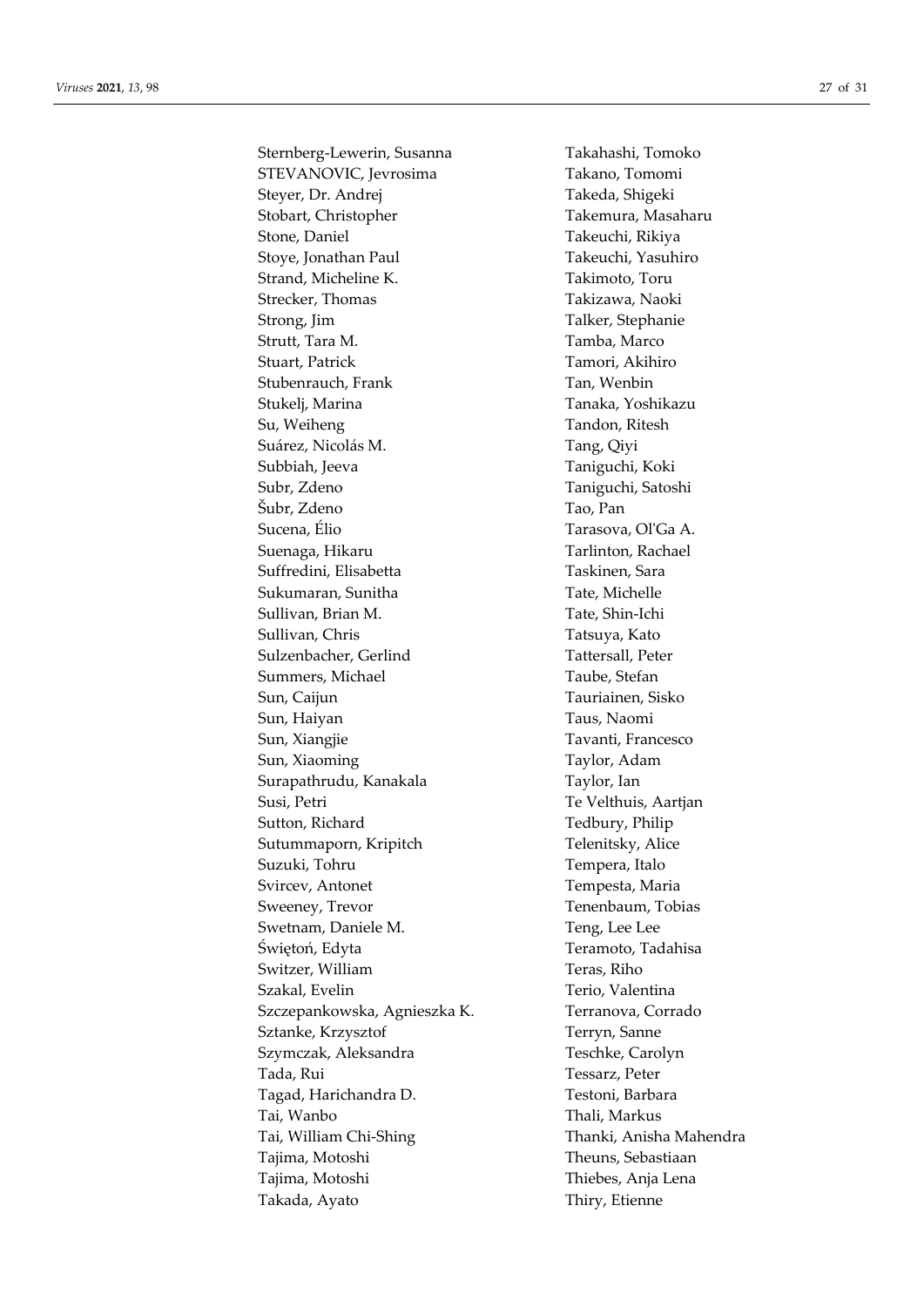Sternberg-Lewerin, Susanna
STEVANOVIC, Jevrosima
Steyer, Dr. Andrej
Stobart, Christopher
Stone, Daniel
Stoye, Jonathan Paul
Strand, Micheline K.
Strecker, Thomas
Strong, Jim
Strutt, Tara M.
Stuart, Patrick
Stubenrauch, Frank
Stukelj, Marina
Su, Weiheng
Suárez, Nicolás M.
Subbiah, Jeeva
Subr, Zdeno
Šubr, Zdeno
Sucena, Élio
Suenaga, Hikaru
Suffredini, Elisabetta
Sukumaran, Sunitha
Sullivan, Brian M.
Sullivan, Chris
Sulzenbacher, Gerlind
Summers, Michael
Sun, Caijun
Sun, Haiyan
Sun, Xiangjie
Sun, Xiaoming
Surapathrudu, Kanakala
Susi, Petri
Sutton, Richard
Sutummaporn, Kripitch
Suzuki, Tohru
Svircev, Antonet
Sweeney, Trevor
Swetnam, Daniele M.
Świętoń, Edyta
Switzer, William
Szakal, Evelin
Szczepankowska, Agnieszka K.
Sztanke, Krzysztof
Szymczak, Aleksandra
Tada, Rui
Tagad, Harichandra D.
Tai, Wanbo
Tai, William Chi-Shing
Tajima, Motoshi
Tajima, Motoshi
Takada, Ayato
Takahashi, Tomoko
Takano, Tomomi
Takeda, Shigeki
Takemura, Masaharu
Takeuchi, Rikiya
Takeuchi, Yasuhiro
Takimoto, Toru
Takizawa, Naoki
Talker, Stephanie
Tamba, Marco
Tamori, Akihiro
Tan, Wenbin
Tanaka, Yoshikazu
Tandon, Ritesh
Tang, Qiyi
Taniguchi, Koki
Taniguchi, Satoshi
Tao, Pan
Tarasova, Ol'Ga A.
Tarlinton, Rachael
Taskinen, Sara
Tate, Michelle
Tate, Shin-Ichi
Tatsuya, Kato
Tattersall, Peter
Taube, Stefan
Tauriainen, Sisko
Taus, Naomi
Tavanti, Francesco
Taylor, Adam
Taylor, Ian
Te Velthuis, Aartjan
Tedbury, Philip
Telenitsky, Alice
Tempera, Italo
Tempesta, Maria
Tenenbaum, Tobias
Teng, Lee Lee
Teramoto, Tadahisa
Teras, Riho
Terio, Valentina
Terranova, Corrado
Terryn, Sanne
Teschke, Carolyn
Tessarz, Peter
Testoni, Barbara
Thali, Markus
Thanki, Anisha Mahendra
Theuns, Sebastiaan
Thiebes, Anja Lena
Thiry, Etienne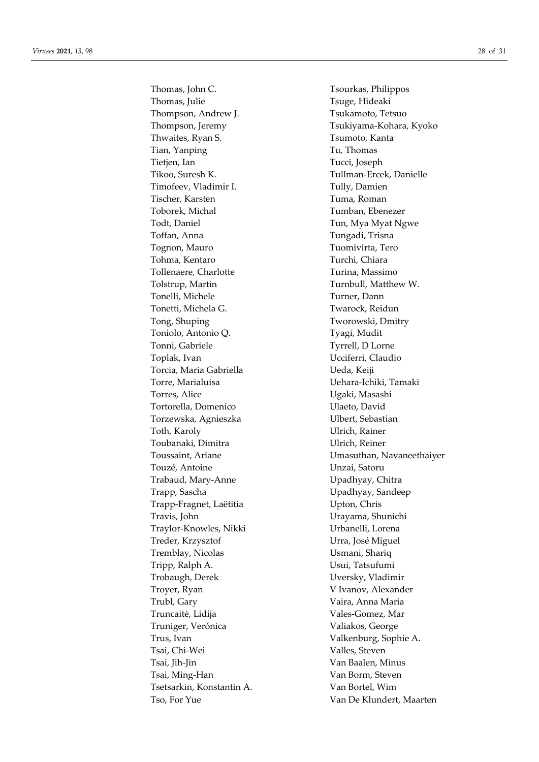Thomas, John C.
Thomas, Julie
Thompson, Andrew J.
Thompson, Jeremy
Thwaites, Ryan S.
Tian, Yanping
Tietjen, Ian
Tikoo, Suresh K.
Timofeev, Vladimir I.
Tischer, Karsten
Toborek, Michal
Todt, Daniel
Toffan, Anna
Tognon, Mauro
Tohma, Kentaro
Tollenaere, Charlotte
Tolstrup, Martin
Tonelli, Michele
Tonetti, Michela G.
Tong, Shuping
Toniolo, Antonio Q.
Tonni, Gabriele
Toplak, Ivan
Torcia, Maria Gabriella
Torre, Marialuisa
Torres, Alice
Tortorella, Domenico
Torzewska, Agnieszka
Toth, Karoly
Toubanaki, Dimitra
Toussaint, Ariane
Touzé, Antoine
Trabaud, Mary-Anne
Trapp, Sascha
Trapp-Fragnet, Laëtitia
Travis, John
Traylor-Knowles, Nikki
Treder, Krzysztof
Tremblay, Nicolas
Tripp, Ralph A.
Trobaugh, Derek
Troyer, Ryan
Trubl, Gary
Truncaitė, Lidija
Truniger, Verónica
Trus, Ivan
Tsai, Chi-Wei
Tsai, Jih-Jin
Tsai, Ming-Han
Tsetsarkin, Konstantin A.
Tso, For Yue
Tsourkas, Philippos
Tsuge, Hideaki
Tsukamoto, Tetsuo
Tsukiyama-Kohara, Kyoko
Tsumoto, Kanta
Tu, Thomas
Tucci, Joseph
Tullman-Ercek, Danielle
Tully, Damien
Tuma, Roman
Tumban, Ebenezer
Tun, Mya Myat Ngwe
Tungadi, Trisna
Tuomivirta, Tero
Turchi, Chiara
Turina, Massimo
Turnbull, Matthew W.
Turner, Dann
Twarock, Reidun
Tworowski, Dmitry
Tyagi, Mudit
Tyrrell, D Lorne
Ucciferri, Claudio
Ueda, Keiji
Uehara-Ichiki, Tamaki
Ugaki, Masashi
Ulaeto, David
Ulbert, Sebastian
Ulrich, Rainer
Ulrich, Reiner
Umasuthan, Navaneethaiyer
Unzai, Satoru
Upadhyay, Chitra
Upadhyay, Sandeep
Upton, Chris
Urayama, Shunichi
Urbanelli, Lorena
Urra, José Miguel
Usmani, Shariq
Usui, Tatsufumi
Uversky, Vladimir
V Ivanov, Alexander
Vaira, Anna Maria
Vales-Gomez, Mar
Valiakos, George
Valkenburg, Sophie A.
Valles, Steven
Van Baalen, Minus
Van Borm, Steven
Van Bortel, Wim
Van De Klundert, Maarten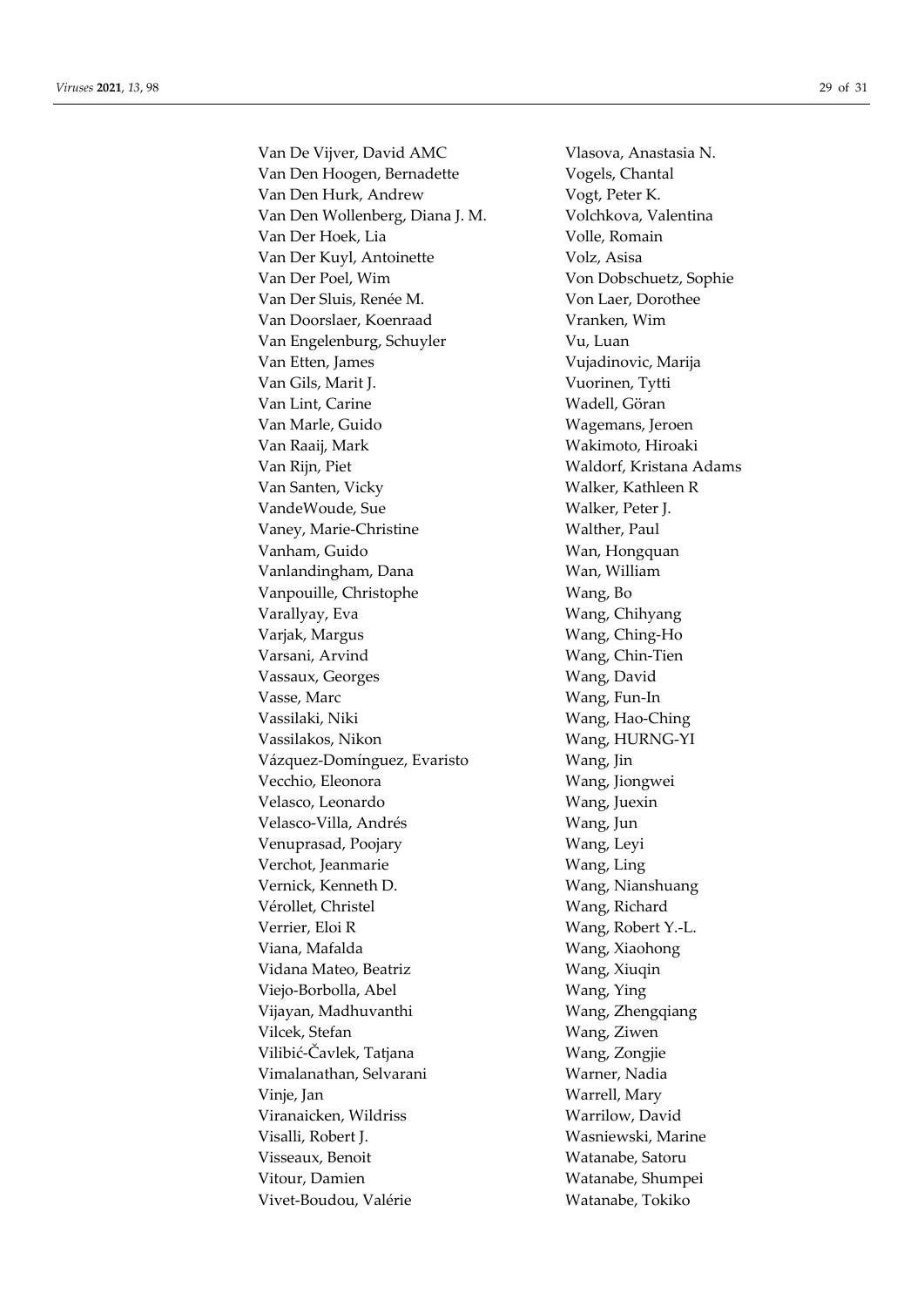Van De Vijver, David AMC
Van Den Hoogen, Bernadette
Van Den Hurk, Andrew
Van Den Wollenberg, Diana J. M.
Van Der Hoek, Lia
Van Der Kuyl, Antoinette
Van Der Poel, Wim
Van Der Sluis, Renée M.
Van Doorslaer, Koenraad
Van Engelenburg, Schuyler
Van Etten, James
Van Gils, Marit J.
Van Lint, Carine
Van Marle, Guido
Van Raaij, Mark
Van Rijn, Piet
Van Santen, Vicky
VandeWoude, Sue
Vaney, Marie-Christine
Vanham, Guido
Vanlandingham, Dana
Vanpouille, Christophe
Varallyay, Eva
Varjak, Margus
Varsani, Arvind
Vassaux, Georges
Vasse, Marc
Vassilaki, Niki
Vassilakos, Nikon
Vázquez-Domínguez, Evaristo
Vecchio, Eleonora
Velasco, Leonardo
Velasco-Villa, Andrés
Venuprasad, Poojary
Verchot, Jeanmarie
Vernick, Kenneth D.
Vérollet, Christel
Verrier, Eloi R
Viana, Mafalda
Vidana Mateo, Beatriz
Viejo-Borbolla, Abel
Vijayan, Madhuvanthi
Vilcek, Stefan
Vilibić-Čavlek, Tatjana
Vimalanathan, Selvarani
Vinje, Jan
Viranaicken, Wildriss
Visalli, Robert J.
Visseaux, Benoit
Vitour, Damien
Vivet-Boudou, Valérie
Vlasova, Anastasia N.
Vogels, Chantal
Vogt, Peter K.
Volchkova, Valentina
Volle, Romain
Volz, Asisa
Von Dobschuetz, Sophie
Von Laer, Dorothee
Vranken, Wim
Vu, Luan
Vujadinovic, Marija
Vuorinen, Tytti
Wadell, Göran
Wagemans, Jeroen
Wakimoto, Hiroaki
Waldorf, Kristana Adams
Walker, Kathleen R
Walker, Peter J.
Walther, Paul
Wan, Hongquan
Wan, William
Wang, Bo
Wang, Chihyang
Wang, Ching-Ho
Wang, Chin-Tien
Wang, David
Wang, Fun-In
Wang, Hao-Ching
Wang, HURNG-YI
Wang, Jin
Wang, Jiongwei
Wang, Juexin
Wang, Jun
Wang, Leyi
Wang, Ling
Wang, Nianshuang
Wang, Richard
Wang, Robert Y.-L.
Wang, Xiaohong
Wang, Xiuqin
Wang, Ying
Wang, Zhengqiang
Wang, Ziwen
Wang, Zongjie
Warner, Nadia
Warrell, Mary
Warrilow, David
Wasniewski, Marine
Watanabe, Satoru
Watanabe, Shumpei
Watanabe, Tokiko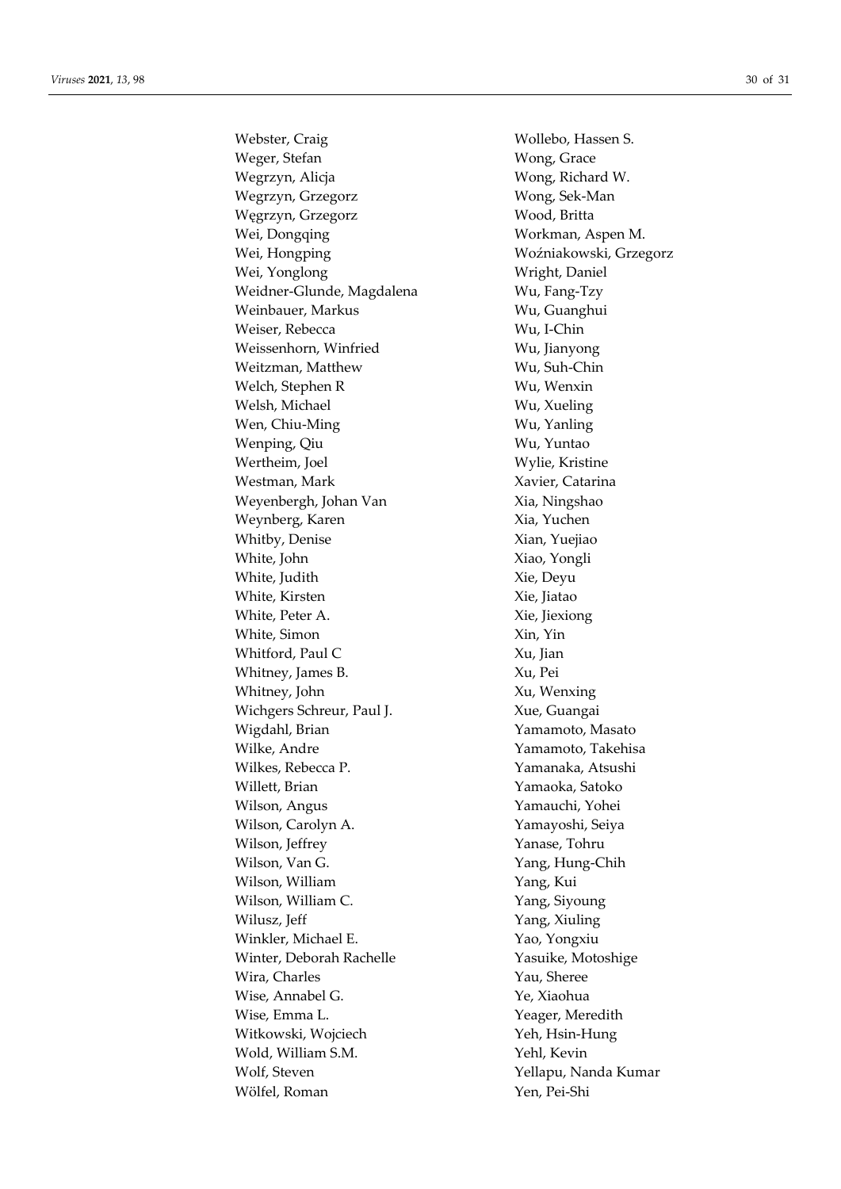Webster, Craig
Weger, Stefan
Wegrzyn, Alicja
Wegrzyn, Grzegorz
Węgrzyn, Grzegorz
Wei, Dongqing
Wei, Hongping
Wei, Yonglong
Weidner-Glunde, Magdalena
Weinbauer, Markus
Weiser, Rebecca
Weissenhorn, Winfried
Weitzman, Matthew
Welch, Stephen R
Welsh, Michael
Wen, Chiu-Ming
Wenping, Qiu
Wertheim, Joel
Westman, Mark
Weyenbergh, Johan Van
Weynberg, Karen
Whitby, Denise
White, John
White, Judith
White, Kirsten
White, Peter A.
White, Simon
Whitford, Paul C
Whitney, James B.
Whitney, John
Wichgers Schreur, Paul J.
Wigdahl, Brian
Wilke, Andre
Wilkes, Rebecca P.
Willett, Brian
Wilson, Angus
Wilson, Carolyn A.
Wilson, Jeffrey
Wilson, Van G.
Wilson, William
Wilson, William C.
Wilusz, Jeff
Winkler, Michael E.
Winter, Deborah Rachelle
Wira, Charles
Wise, Annabel G.
Wise, Emma L.
Witkowski, Wojciech
Wold, William S.M.
Wolf, Steven
Wölfel, Roman
Wollebo, Hassen S.
Wong, Grace
Wong, Richard W.
Wong, Sek-Man
Wood, Britta
Workman, Aspen M.
Woźniakowski, Grzegorz
Wright, Daniel
Wu, Fang-Tzy
Wu, Guanghui
Wu, I-Chin
Wu, Jianyong
Wu, Suh-Chin
Wu, Wenxin
Wu, Xueling
Wu, Yanling
Wu, Yuntao
Wylie, Kristine
Xavier, Catarina
Xia, Ningshao
Xia, Yuchen
Xian, Yuejiao
Xiao, Yongli
Xie, Deyu
Xie, Jiatao
Xie, Jiexiong
Xin, Yin
Xu, Jian
Xu, Pei
Xu, Wenxing
Xue, Guangai
Yamamoto, Masato
Yamamoto, Takehisa
Yamanaka, Atsushi
Yamaoka, Satoko
Yamauchi, Yohei
Yamayoshi, Seiya
Yanase, Tohru
Yang, Hung-Chih
Yang, Kui
Yang, Siyoung
Yang, Xiuling
Yao, Yongxiu
Yasuike, Motoshige
Yau, Sheree
Ye, Xiaohua
Yeager, Meredith
Yeh, Hsin-Hung
Yehl, Kevin
Yellapu, Nanda Kumar
Yen, Pei-Shi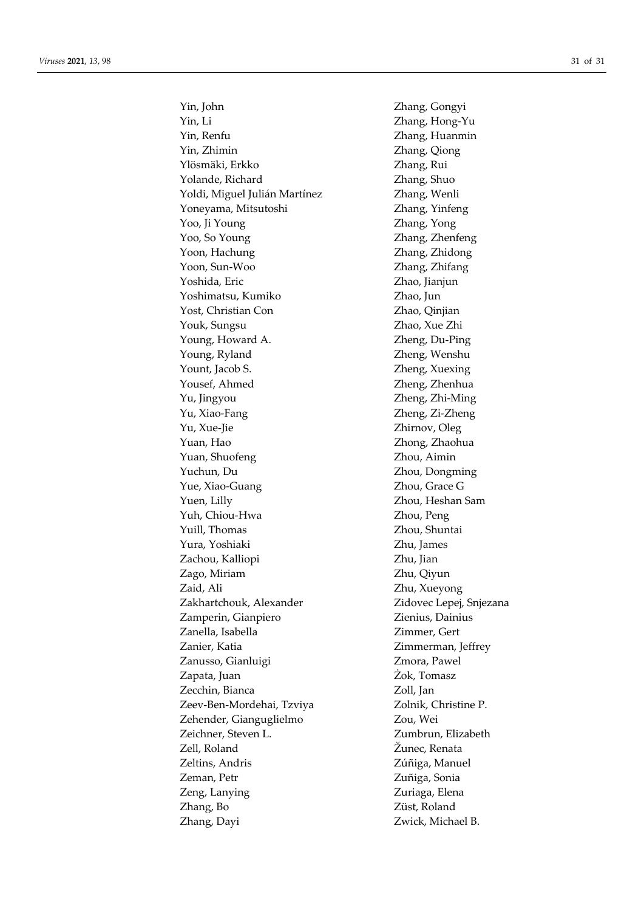Yin, John
Yin, Li
Yin, Renfu
Yin, Zhimin
Ylösmäki, Erkko
Yolande, Richard
Yoldi, Miguel Julián Martínez
Yoneyama, Mitsutoshi
Yoo, Ji Young
Yoo, So Young
Yoon, Hachung
Yoon, Sun-Woo
Yoshida, Eric
Yoshimatsu, Kumiko
Yost, Christian Con
Youk, Sungsu
Young, Howard A.
Young, Ryland
Yount, Jacob S.
Yousef, Ahmed
Yu, Jingyou
Yu, Xiao-Fang
Yu, Xue-Jie
Yuan, Hao
Yuan, Shuofeng
Yuchun, Du
Yue, Xiao-Guang
Yuen, Lilly
Yuh, Chiou-Hwa
Yuill, Thomas
Yura, Yoshiaki
Zachou, Kalliopi
Zago, Miriam
Zaid, Ali
Zakhartchouk, Alexander
Zamperin, Gianpiero
Zanella, Isabella
Zanier, Katia
Zanusso, Gianluigi
Zapata, Juan
Zecchin, Bianca
Zeev-Ben-Mordehai, Tzviya
Zehender, Gianguglielmo
Zeichner, Steven L.
Zell, Roland
Zeltins, Andris
Zeman, Petr
Zeng, Lanying
Zhang, Bo
Zhang, Dayi
Zhang, Gongyi
Zhang, Hong-Yu
Zhang, Huanmin
Zhang, Qiong
Zhang, Rui
Zhang, Shuo
Zhang, Wenli
Zhang, Yinfeng
Zhang, Yong
Zhang, Zhenfeng
Zhang, Zhidong
Zhang, Zhifang
Zhao, Jianjun
Zhao, Jun
Zhao, Qinjian
Zhao, Xue Zhi
Zheng, Du-Ping
Zheng, Wenshu
Zheng, Xuexing
Zheng, Zhenhua
Zheng, Zhi-Ming
Zheng, Zi-Zheng
Zhirnov, Oleg
Zhong, Zhaohua
Zhou, Aimin
Zhou, Dongming
Zhou, Grace G
Zhou, Heshan Sam
Zhou, Peng
Zhou, Shuntai
Zhu, James
Zhu, Jian
Zhu, Qiyun
Zhu, Xueyong
Zidovec Lepej, Snjezana
Zienius, Dainius
Zimmer, Gert
Zimmerman, Jeffrey
Zmora, Pawel
Żok, Tomasz
Zoll, Jan
Zolnik, Christine P.
Zou, Wei
Zumbrun, Elizabeth
Žunec, Renata
Zúñiga, Manuel
Zuñiga, Sonia
Zuriaga, Elena
Züst, Roland
Zwick, Michael B.